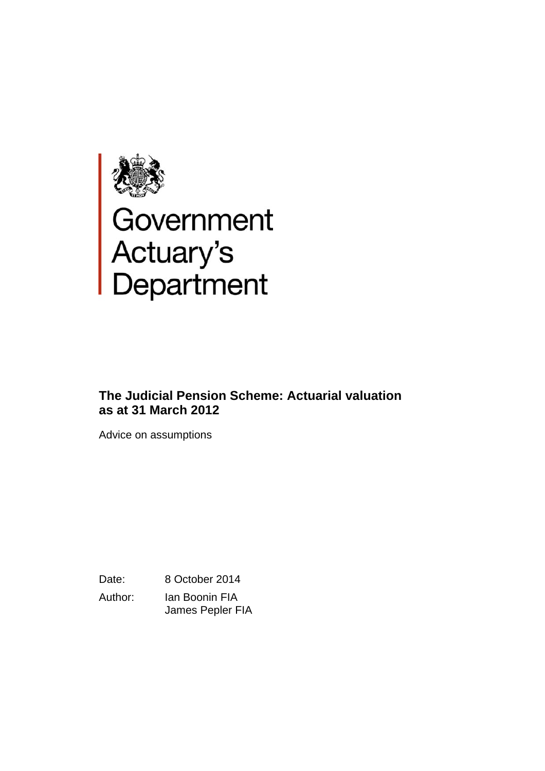Government Actuary's Department

# The Judicial Pension Scheme: Actuarial valuation as at 31 March 2012

Advice on assumptions

Date: 8 October 2014

Author: Ian Boonin FIA
James Pepler FIA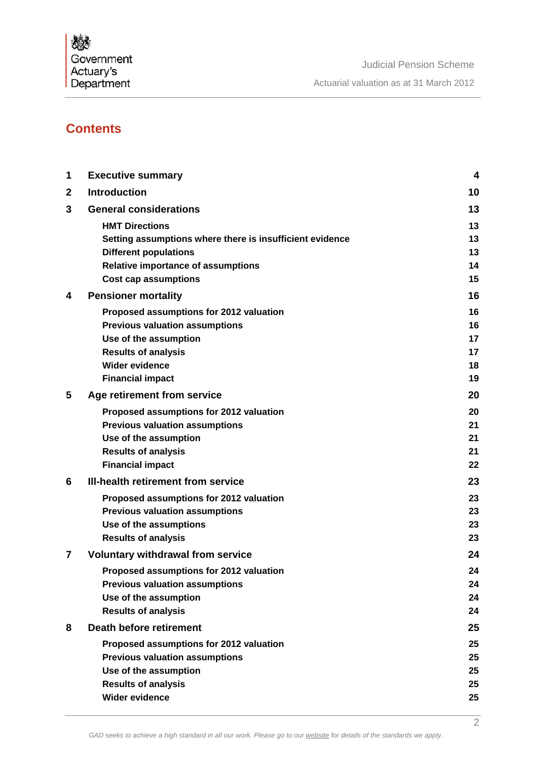# Contents

| | | |
|---|---|---|
| **1** | **Executive summary** | **4** |
| **2** | **Introduction** | **10** |
| **3** | **General considerations** | **13** |
| | **HMT Directions** | **13** |
| | **Setting assumptions where there is insufficient evidence** | **13** |
| | **Different populations** | **13** |
| | **Relative importance of assumptions** | **14** |
| | **Cost cap assumptions** | **15** |
| **4** | **Pensioner mortality** | **16** |
| | **Proposed assumptions for 2012 valuation** | **16** |
| | **Previous valuation assumptions** | **16** |
| | **Use of the assumption** | **17** |
| | **Results of analysis** | **17** |
| | **Wider evidence** | **18** |
| | **Financial impact** | **19** |
| **5** | **Age retirement from service** | **20** |
| | **Proposed assumptions for 2012 valuation** | **20** |
| | **Previous valuation assumptions** | **21** |
| | **Use of the assumption** | **21** |
| | **Results of analysis** | **21** |
| | **Financial impact** | **22** |
| **6** | **Ill-health retirement from service** | **23** |
| | **Proposed assumptions for 2012 valuation** | **23** |
| | **Previous valuation assumptions** | **23** |
| | **Use of the assumptions** | **23** |
| | **Results of analysis** | **23** |
| **7** | **Voluntary withdrawal from service** | **24** |
| | **Proposed assumptions for 2012 valuation** | **24** |
| | **Previous valuation assumptions** | **24** |
| | **Use of the assumption** | **24** |
| | **Results of analysis** | **24** |
| **8** | **Death before retirement** | **25** |
| | **Proposed assumptions for 2012 valuation** | **25** |
| | **Previous valuation assumptions** | **25** |
| | **Use of the assumption** | **25** |
| | **Results of analysis** | **25** |
| | **Wider evidence** | **25** |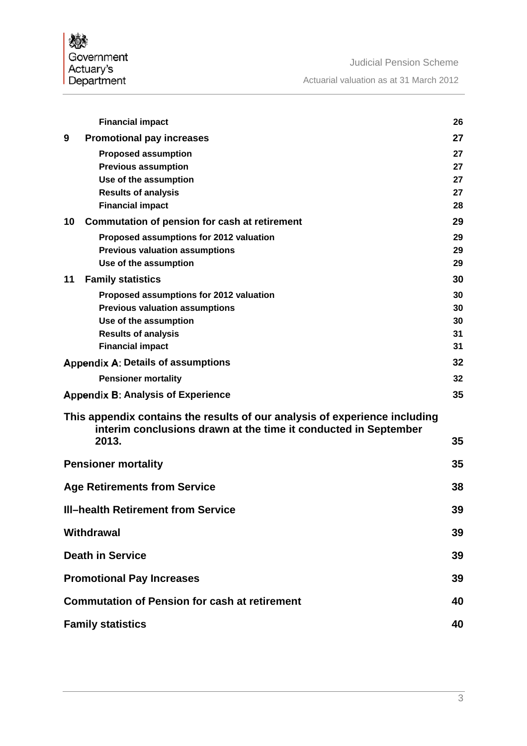| | | |
|---|---|---|
| | **Financial impact** | **26** |
| **9** | **Promotional pay increases** | **27** |
| | **Proposed assumption** | **27** |
| | **Previous assumption** | **27** |
| | **Use of the assumption** | **27** |
| | **Results of analysis** | **27** |
| | **Financial impact** | **28** |
| **10** | **Commutation of pension for cash at retirement** | **29** |
| | **Proposed assumptions for 2012 valuation** | **29** |
| | **Previous valuation assumptions** | **29** |
| | **Use of the assumption** | **29** |
| **11** | **Family statistics** | **30** |
| | **Proposed assumptions for 2012 valuation** | **30** |
| | **Previous valuation assumptions** | **30** |
| | **Use of the assumption** | **30** |
| | **Results of analysis** | **31** |
| | **Financial impact** | **31** |
| **Appendix A: Details of assumptions** | | **32** |
| | **Pensioner mortality** | **32** |
| **Appendix B: Analysis of Experience** | | **35** |
| **This appendix contains the results of our analysis of experience including interim conclusions drawn at the time it conducted in September 2013.** | | **35** |
| **Pensioner mortality** | | **35** |
| **Age Retirements from Service** | | **38** |
| **Ill–health Retirement from Service** | | **39** |
| **Withdrawal** | | **39** |
| **Death in Service** | | **39** |
| **Promotional Pay Increases** | | **39** |
| **Commutation of Pension for cash at retirement** | | **40** |
| **Family statistics** | | **40** |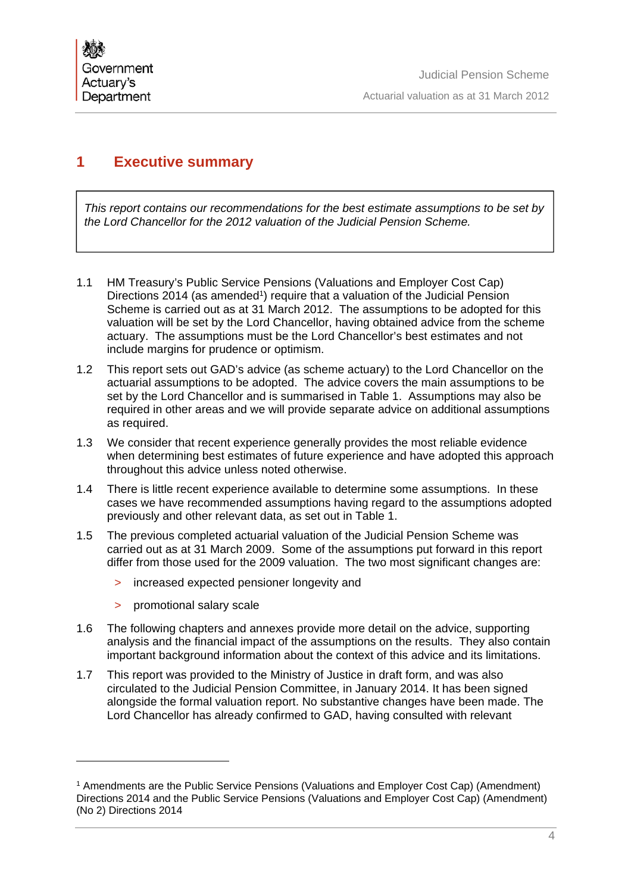# 1 Executive summary

*This report contains our recommendations for the best estimate assumptions to be set by the Lord Chancellor for the 2012 valuation of the Judicial Pension Scheme.*

1.1 HM Treasury's Public Service Pensions (Valuations and Employer Cost Cap) Directions 2014 (as amended[1]) require that a valuation of the Judicial Pension Scheme is carried out as at 31 March 2012. The assumptions to be adopted for this valuation will be set by the Lord Chancellor, having obtained advice from the scheme actuary. The assumptions must be the Lord Chancellor's best estimates and not include margins for prudence or optimism.

1.2 This report sets out GAD's advice (as scheme actuary) to the Lord Chancellor on the actuarial assumptions to be adopted. The advice covers the main assumptions to be set by the Lord Chancellor and is summarised in Table 1. Assumptions may also be required in other areas and we will provide separate advice on additional assumptions as required.

1.3 We consider that recent experience generally provides the most reliable evidence when determining best estimates of future experience and have adopted this approach throughout this advice unless noted otherwise.

1.4 There is little recent experience available to determine some assumptions. In these cases we have recommended assumptions having regard to the assumptions adopted previously and other relevant data, as set out in Table 1.

1.5 The previous completed actuarial valuation of the Judicial Pension Scheme was carried out as at 31 March 2009. Some of the assumptions put forward in this report differ from those used for the 2009 valuation. The two most significant changes are:

- increased expected pensioner longevity and
- promotional salary scale

1.6 The following chapters and annexes provide more detail on the advice, supporting analysis and the financial impact of the assumptions on the results. They also contain important background information about the context of this advice and its limitations.

1.7 This report was provided to the Ministry of Justice in draft form, and was also circulated to the Judicial Pension Committee, in January 2014. It has been signed alongside the formal valuation report. No substantive changes have been made. The Lord Chancellor has already confirmed to GAD, having consulted with relevant

[1] Amendments are the Public Service Pensions (Valuations and Employer Cost Cap) (Amendment) Directions 2014 and the Public Service Pensions (Valuations and Employer Cost Cap) (Amendment) (No 2) Directions 2014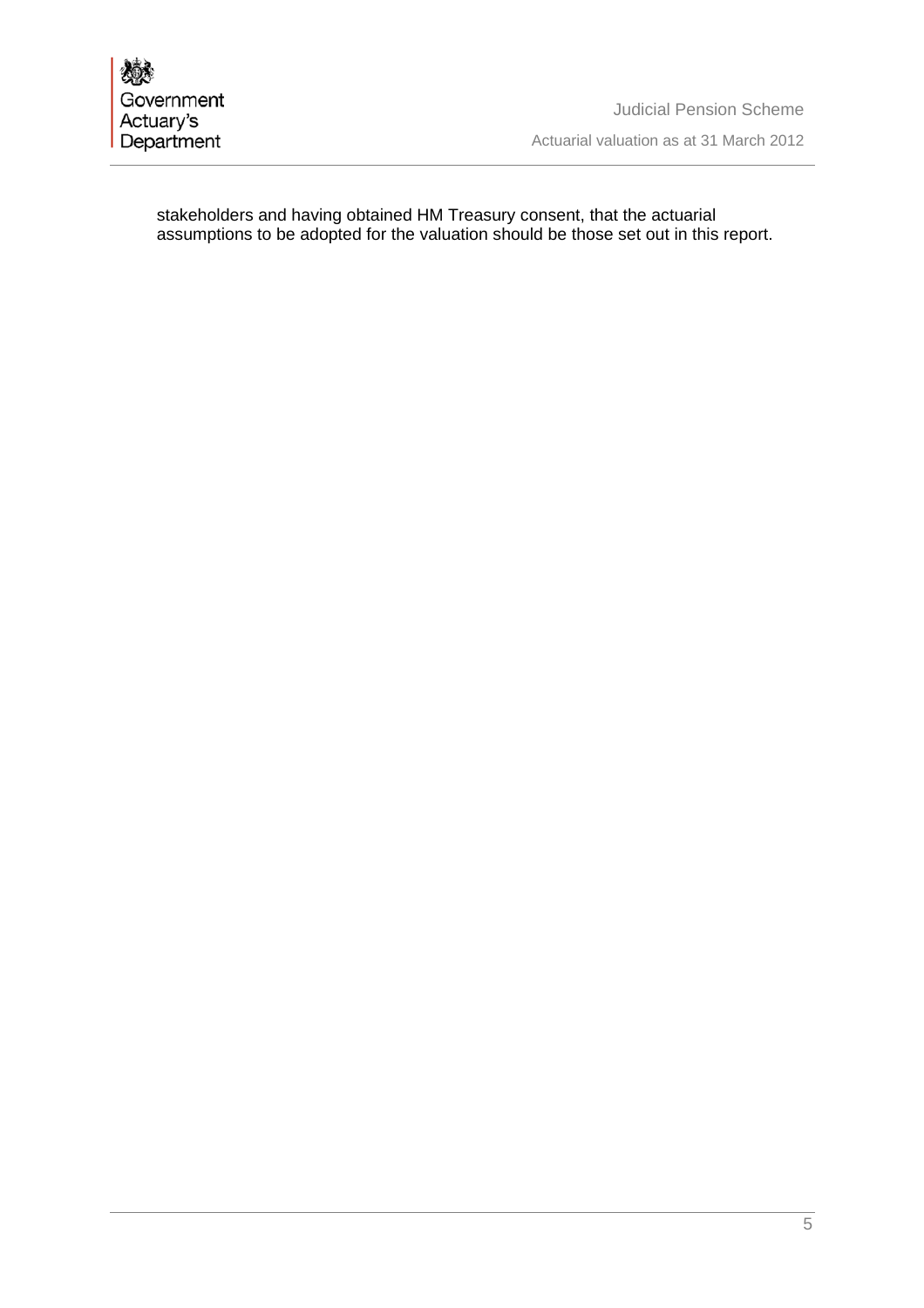stakeholders and having obtained HM Treasury consent, that the actuarial assumptions to be adopted for the valuation should be those set out in this report.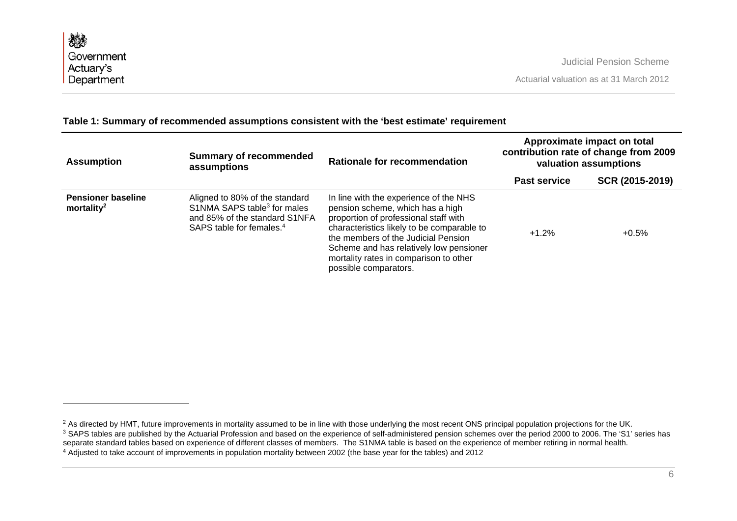**Table 1: Summary of recommended assumptions consistent with the 'best estimate' requirement**

| Assumption | Summary of recommended assumptions | Rationale for recommendation | Approximate impact on total contribution rate of change from 2009 valuation assumptions | |
|---|---|---|---|---|
| | | | **Past service** | **SCR (2015-2019)** |
| **Pensioner baseline mortality**[2] | Aligned to 80% of the standard S1NMA SAPS table[3] for males and 85% of the standard S1NFA SAPS table for females.[4] | In line with the experience of the NHS pension scheme, which has a high proportion of professional staff with characteristics likely to be comparable to the members of the Judicial Pension Scheme and has relatively low pensioner mortality rates in comparison to other possible comparators. | +1.2% | +0.5% |

[2] As directed by HMT, future improvements in mortality assumed to be in line with those underlying the most recent ONS principal population projections for the UK.

[3] SAPS tables are published by the Actuarial Profession and based on the experience of self-administered pension schemes over the period 2000 to 2006. The 'S1' series has separate standard tables based on experience of different classes of members. The S1NMA table is based on the experience of member retiring in normal health.

[4] Adjusted to take account of improvements in population mortality between 2002 (the base year for the tables) and 2012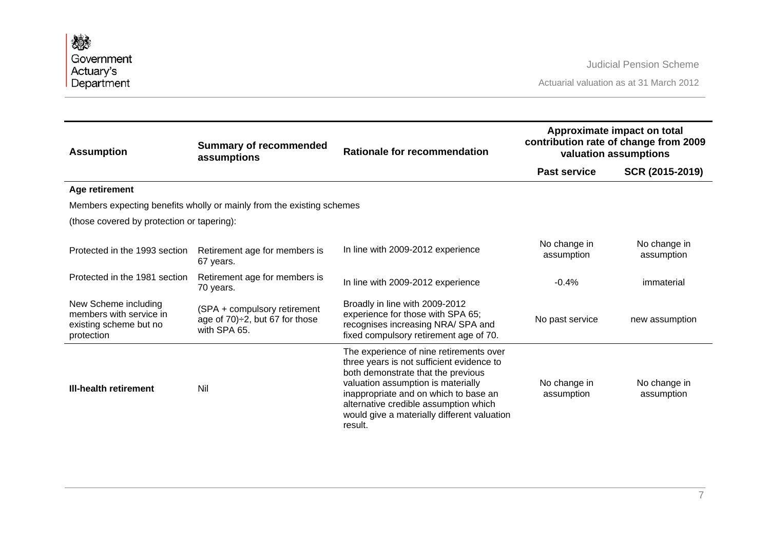| Assumption | Summary of recommended assumptions | Rationale for recommendation | Approximate impact on total contribution rate of change from 2009 valuation assumptions | |
|---|---|---|---|---|
| | | | **Past service** | **SCR (2015-2019)** |
| **Age retirement** | | | | |
| Members expecting benefits wholly or mainly from the existing schemes (those covered by protection or tapering): | | | | |
| Protected in the 1993 section | Retirement age for members is 67 years. | In line with 2009-2012 experience | No change in assumption | No change in assumption |
| Protected in the 1981 section | Retirement age for members is 70 years. | In line with 2009-2012 experience | -0.4% | immaterial |
| New Scheme including members with service in existing scheme but no protection | (SPA + compulsory retirement age of 70)÷2, but 67 for those with SPA 65. | Broadly in line with 2009-2012 experience for those with SPA 65; recognises increasing NRA/ SPA and fixed compulsory retirement age of 70. | No past service | new assumption |
| **Ill-health retirement** | Nil | The experience of nine retirements over three years is not sufficient evidence to both demonstrate that the previous valuation assumption is materially inappropriate and on which to base an alternative credible assumption which would give a materially different valuation result. | No change in assumption | No change in assumption |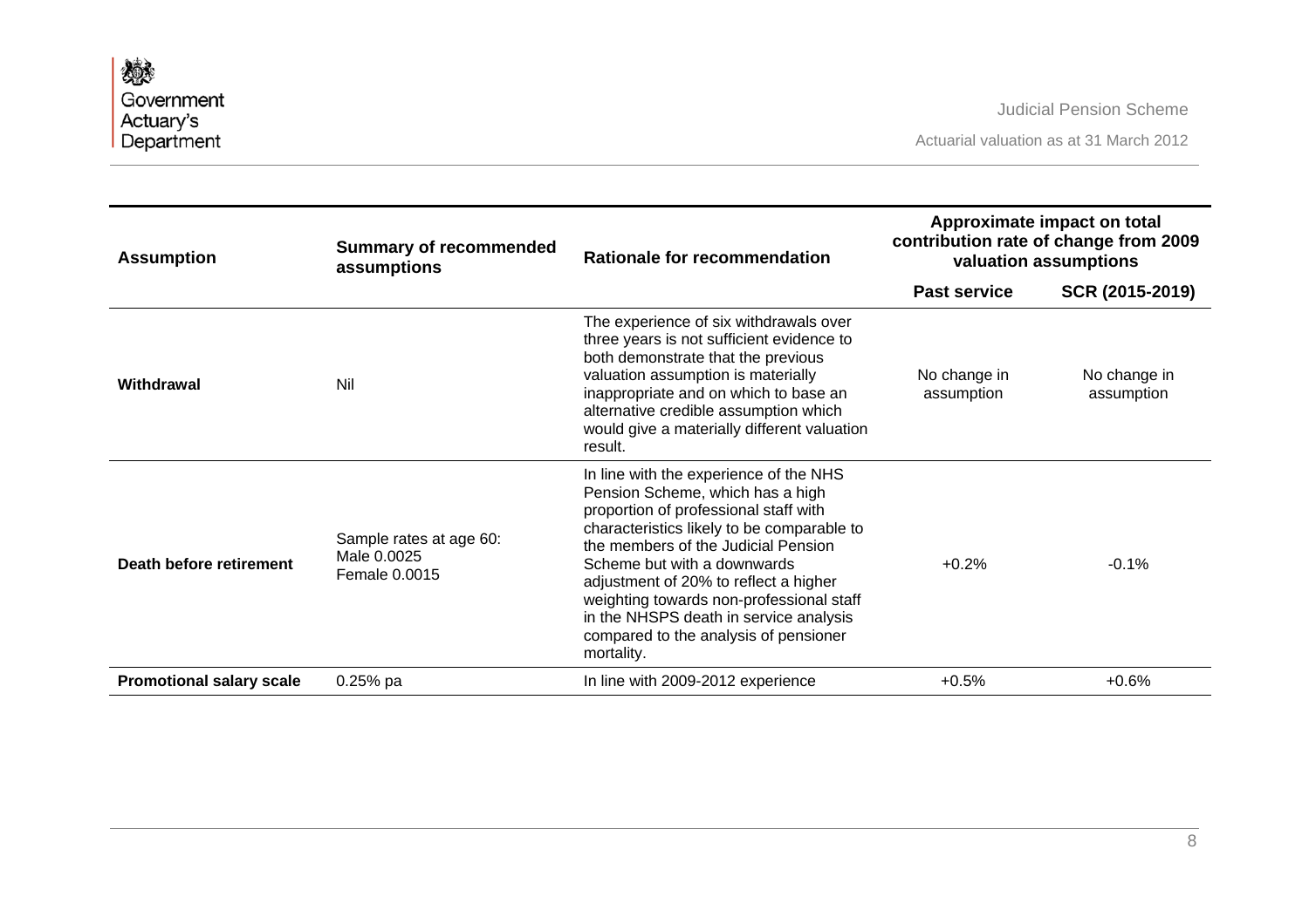| Assumption | Summary of recommended assumptions | Rationale for recommendation | Approximate impact on total contribution rate of change from 2009 valuation assumptions | |
|---|---|---|---|---|
| | | | **Past service** | **SCR (2015-2019)** |
| **Withdrawal** | Nil | The experience of six withdrawals over three years is not sufficient evidence to both demonstrate that the previous valuation assumption is materially inappropriate and on which to base an alternative credible assumption which would give a materially different valuation result. | No change in assumption | No change in assumption |
| **Death before retirement** | Sample rates at age 60: Male 0.0025 Female 0.0015 | In line with the experience of the NHS Pension Scheme, which has a high proportion of professional staff with characteristics likely to be comparable to the members of the Judicial Pension Scheme but with a downwards adjustment of 20% to reflect a higher weighting towards non-professional staff in the NHSPS death in service analysis compared to the analysis of pensioner mortality. | +0.2% | -0.1% |
| **Promotional salary scale** | 0.25% pa | In line with 2009-2012 experience | +0.5% | +0.6% |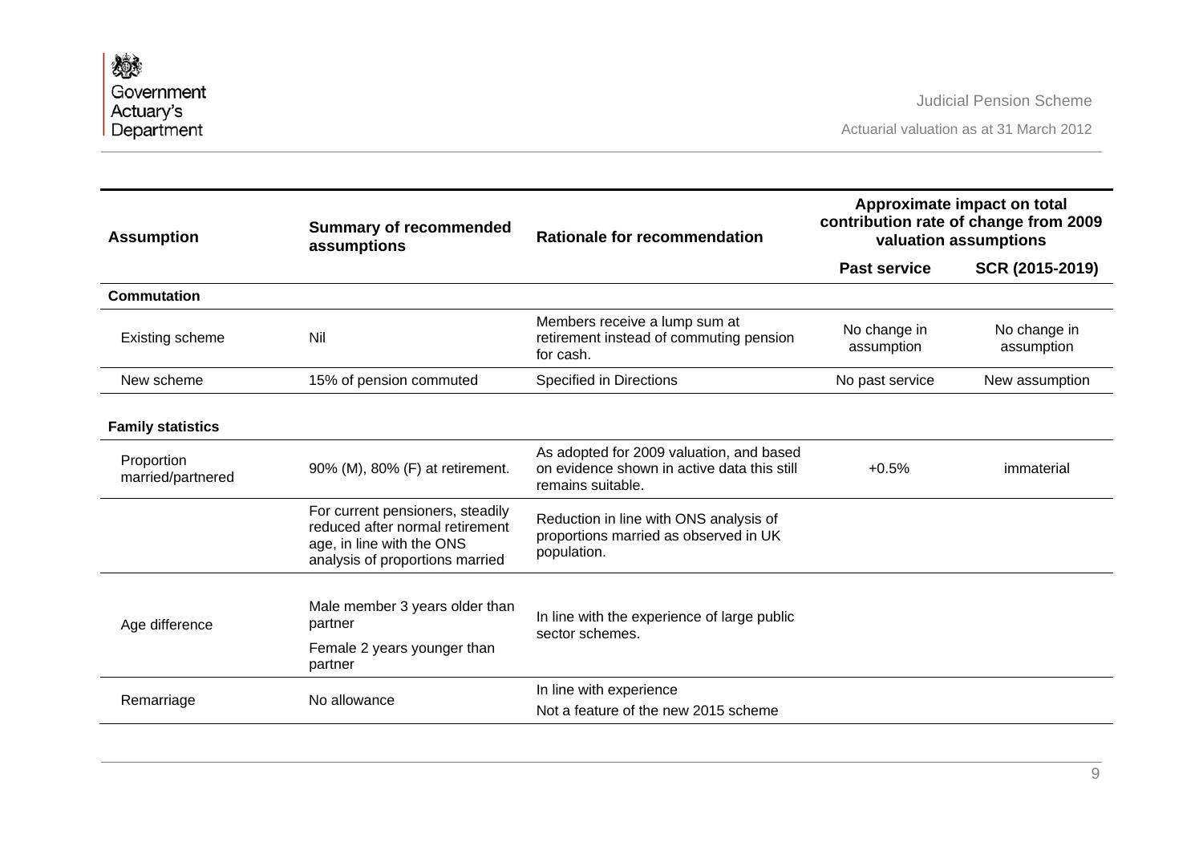| Assumption | Summary of recommended assumptions | Rationale for recommendation | Approximate impact on total contribution rate of change from 2009 valuation assumptions | |
|---|---|---|---|---|
| | | | **Past service** | **SCR (2015-2019)** |
| **Commutation** | | | | |
| Existing scheme | Nil | Members receive a lump sum at retirement instead of commuting pension for cash. | No change in assumption | No change in assumption |
| New scheme | 15% of pension commuted | Specified in Directions | No past service | New assumption |
| **Family statistics** | | | | |
| Proportion married/partnered | 90% (M), 80% (F) at retirement. | As adopted for 2009 valuation, and based on evidence shown in active data this still remains suitable. | +0.5% | immaterial |
| | For current pensioners, steadily reduced after normal retirement age, in line with the ONS analysis of proportions married | Reduction in line with ONS analysis of proportions married as observed in UK population. | | |
| Age difference | Male member 3 years older than partner<br>Female 2 years younger than partner | In line with the experience of large public sector schemes. | | |
| Remarriage | No allowance | In line with experience<br>Not a feature of the new 2015 scheme | | |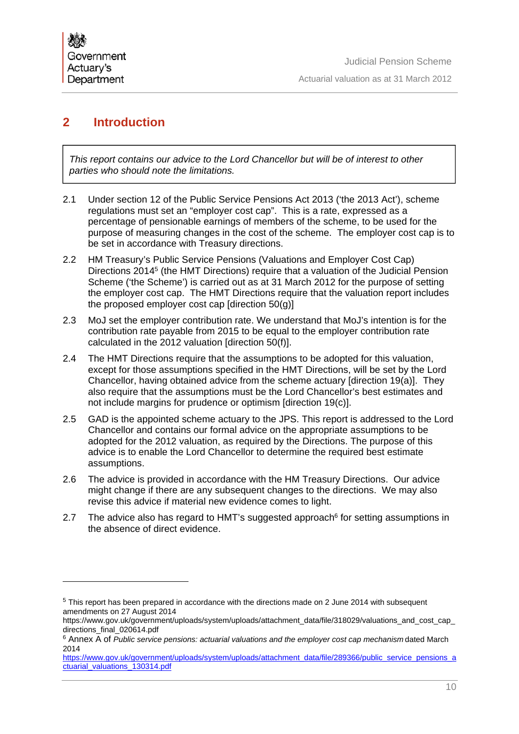## 2 Introduction

*This report contains our advice to the Lord Chancellor but will be of interest to other parties who should note the limitations.*

2.1 Under section 12 of the Public Service Pensions Act 2013 ('the 2013 Act'), scheme regulations must set an "employer cost cap". This is a rate, expressed as a percentage of pensionable earnings of members of the scheme, to be used for the purpose of measuring changes in the cost of the scheme. The employer cost cap is to be set in accordance with Treasury directions.

2.2 HM Treasury's Public Service Pensions (Valuations and Employer Cost Cap) Directions 2014[5] (the HMT Directions) require that a valuation of the Judicial Pension Scheme ('the Scheme') is carried out as at 31 March 2012 for the purpose of setting the employer cost cap. The HMT Directions require that the valuation report includes the proposed employer cost cap [direction 50(g)]

2.3 MoJ set the employer contribution rate. We understand that MoJ's intention is for the contribution rate payable from 2015 to be equal to the employer contribution rate calculated in the 2012 valuation [direction 50(f)].

2.4 The HMT Directions require that the assumptions to be adopted for this valuation, except for those assumptions specified in the HMT Directions, will be set by the Lord Chancellor, having obtained advice from the scheme actuary [direction 19(a)]. They also require that the assumptions must be the Lord Chancellor's best estimates and not include margins for prudence or optimism [direction 19(c)].

2.5 GAD is the appointed scheme actuary to the JPS. This report is addressed to the Lord Chancellor and contains our formal advice on the appropriate assumptions to be adopted for the 2012 valuation, as required by the Directions. The purpose of this advice is to enable the Lord Chancellor to determine the required best estimate assumptions.

2.6 The advice is provided in accordance with the HM Treasury Directions. Our advice might change if there are any subsequent changes to the directions. We may also revise this advice if material new evidence comes to light.

2.7 The advice also has regard to HMT's suggested approach[6] for setting assumptions in the absence of direct evidence.

---

[5] This report has been prepared in accordance with the directions made on 2 June 2014 with subsequent amendments on 27 August 2014
https://www.gov.uk/government/uploads/system/uploads/attachment_data/file/318029/valuations_and_cost_cap_directions_final_020614.pdf

[6] Annex A of *Public service pensions: actuarial valuations and the employer cost cap mechanism* dated March 2014
https://www.gov.uk/government/uploads/system/uploads/attachment_data/file/289366/public_service_pensions_actuarial_valuations_130314.pdf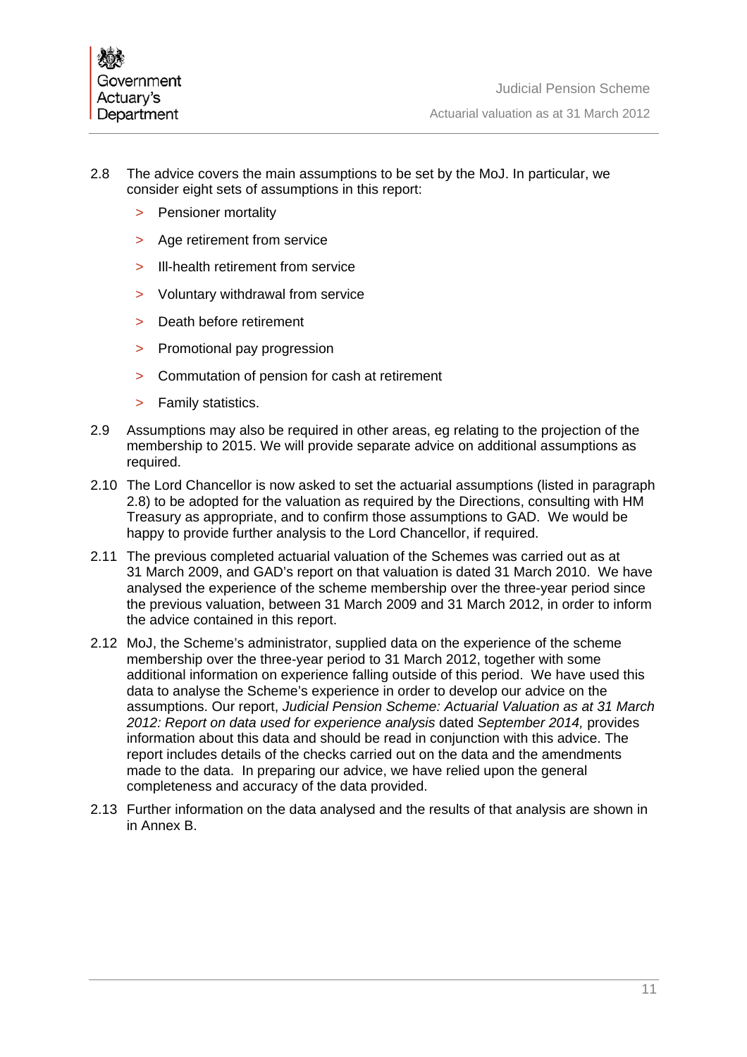2.8 The advice covers the main assumptions to be set by the MoJ. In particular, we consider eight sets of assumptions in this report:

> Pensioner mortality

> Age retirement from service

> Ill-health retirement from service

> Voluntary withdrawal from service

> Death before retirement

> Promotional pay progression

> Commutation of pension for cash at retirement

> Family statistics.

2.9 Assumptions may also be required in other areas, eg relating to the projection of the membership to 2015. We will provide separate advice on additional assumptions as required.

2.10 The Lord Chancellor is now asked to set the actuarial assumptions (listed in paragraph 2.8) to be adopted for the valuation as required by the Directions, consulting with HM Treasury as appropriate, and to confirm those assumptions to GAD. We would be happy to provide further analysis to the Lord Chancellor, if required.

2.11 The previous completed actuarial valuation of the Schemes was carried out as at 31 March 2009, and GAD's report on that valuation is dated 31 March 2010. We have analysed the experience of the scheme membership over the three-year period since the previous valuation, between 31 March 2009 and 31 March 2012, in order to inform the advice contained in this report.

2.12 MoJ, the Scheme's administrator, supplied data on the experience of the scheme membership over the three-year period to 31 March 2012, together with some additional information on experience falling outside of this period. We have used this data to analyse the Scheme's experience in order to develop our advice on the assumptions. Our report, *Judicial Pension Scheme: Actuarial Valuation as at 31 March 2012: Report on data used for experience analysis* dated *September 2014,* provides information about this data and should be read in conjunction with this advice. The report includes details of the checks carried out on the data and the amendments made to the data. In preparing our advice, we have relied upon the general completeness and accuracy of the data provided.

2.13 Further information on the data analysed and the results of that analysis are shown in in Annex B.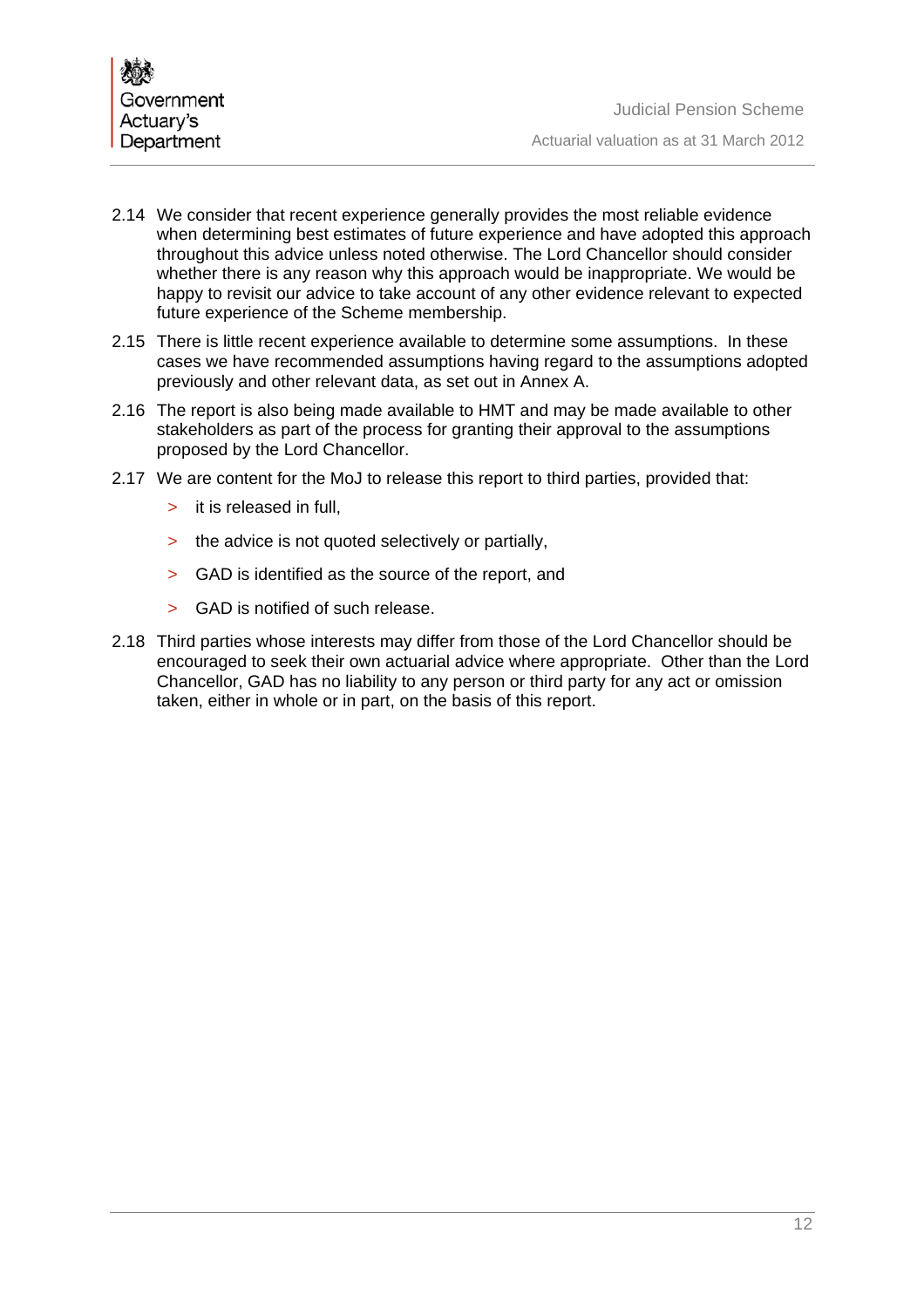2.14 We consider that recent experience generally provides the most reliable evidence when determining best estimates of future experience and have adopted this approach throughout this advice unless noted otherwise. The Lord Chancellor should consider whether there is any reason why this approach would be inappropriate. We would be happy to revisit our advice to take account of any other evidence relevant to expected future experience of the Scheme membership.

2.15 There is little recent experience available to determine some assumptions. In these cases we have recommended assumptions having regard to the assumptions adopted previously and other relevant data, as set out in Annex A.

2.16 The report is also being made available to HMT and may be made available to other stakeholders as part of the process for granting their approval to the assumptions proposed by the Lord Chancellor.

2.17 We are content for the MoJ to release this report to third parties, provided that:

- it is released in full,
- the advice is not quoted selectively or partially,
- GAD is identified as the source of the report, and
- GAD is notified of such release.

2.18 Third parties whose interests may differ from those of the Lord Chancellor should be encouraged to seek their own actuarial advice where appropriate. Other than the Lord Chancellor, GAD has no liability to any person or third party for any act or omission taken, either in whole or in part, on the basis of this report.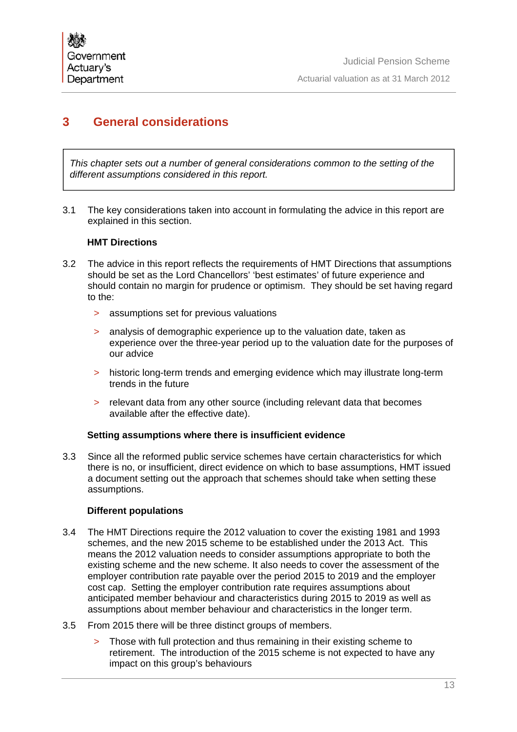# 3 General considerations

> *This chapter sets out a number of general considerations common to the setting of the different assumptions considered in this report.*

3.1 The key considerations taken into account in formulating the advice in this report are explained in this section.

**HMT Directions**

3.2 The advice in this report reflects the requirements of HMT Directions that assumptions should be set as the Lord Chancellors' 'best estimates' of future experience and should contain no margin for prudence or optimism. They should be set having regard to the:

- assumptions set for previous valuations
- analysis of demographic experience up to the valuation date, taken as experience over the three-year period up to the valuation date for the purposes of our advice
- historic long-term trends and emerging evidence which may illustrate long-term trends in the future
- relevant data from any other source (including relevant data that becomes available after the effective date).

**Setting assumptions where there is insufficient evidence**

3.3 Since all the reformed public service schemes have certain characteristics for which there is no, or insufficient, direct evidence on which to base assumptions, HMT issued a document setting out the approach that schemes should take when setting these assumptions.

**Different populations**

3.4 The HMT Directions require the 2012 valuation to cover the existing 1981 and 1993 schemes, and the new 2015 scheme to be established under the 2013 Act. This means the 2012 valuation needs to consider assumptions appropriate to both the existing scheme and the new scheme. It also needs to cover the assessment of the employer contribution rate payable over the period 2015 to 2019 and the employer cost cap. Setting the employer contribution rate requires assumptions about anticipated member behaviour and characteristics during 2015 to 2019 as well as assumptions about member behaviour and characteristics in the longer term.

3.5 From 2015 there will be three distinct groups of members.

- Those with full protection and thus remaining in their existing scheme to retirement. The introduction of the 2015 scheme is not expected to have any impact on this group's behaviours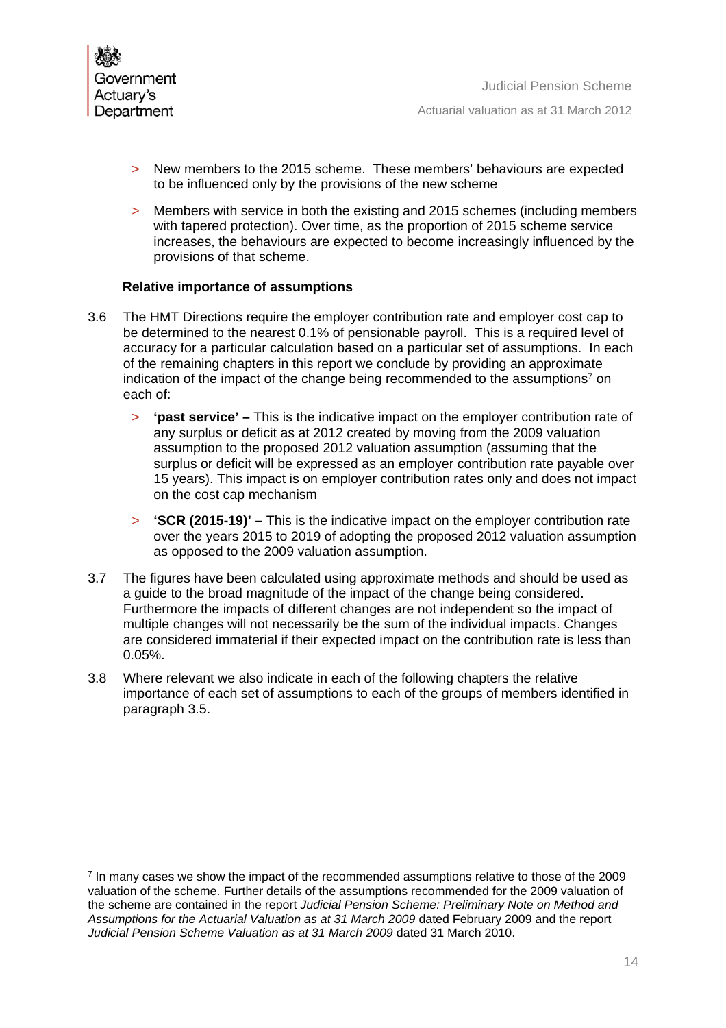- New members to the 2015 scheme. These members' behaviours are expected to be influenced only by the provisions of the new scheme

- Members with service in both the existing and 2015 schemes (including members with tapered protection). Over time, as the proportion of 2015 scheme service increases, the behaviours are expected to become increasingly influenced by the provisions of that scheme.

**Relative importance of assumptions**

3.6 The HMT Directions require the employer contribution rate and employer cost cap to be determined to the nearest 0.1% of pensionable payroll. This is a required level of accuracy for a particular calculation based on a particular set of assumptions. In each of the remaining chapters in this report we conclude by providing an approximate indication of the impact of the change being recommended to the assumptions[7] on each of:

- **'past service' –** This is the indicative impact on the employer contribution rate of any surplus or deficit as at 2012 created by moving from the 2009 valuation assumption to the proposed 2012 valuation assumption (assuming that the surplus or deficit will be expressed as an employer contribution rate payable over 15 years). This impact is on employer contribution rates only and does not impact on the cost cap mechanism

- **'SCR (2015-19)' –** This is the indicative impact on the employer contribution rate over the years 2015 to 2019 of adopting the proposed 2012 valuation assumption as opposed to the 2009 valuation assumption.

3.7 The figures have been calculated using approximate methods and should be used as a guide to the broad magnitude of the impact of the change being considered. Furthermore the impacts of different changes are not independent so the impact of multiple changes will not necessarily be the sum of the individual impacts. Changes are considered immaterial if their expected impact on the contribution rate is less than 0.05%.

3.8 Where relevant we also indicate in each of the following chapters the relative importance of each set of assumptions to each of the groups of members identified in paragraph 3.5.

---

[7] In many cases we show the impact of the recommended assumptions relative to those of the 2009 valuation of the scheme. Further details of the assumptions recommended for the 2009 valuation of the scheme are contained in the report *Judicial Pension Scheme: Preliminary Note on Method and Assumptions for the Actuarial Valuation as at 31 March 2009* dated February 2009 and the report *Judicial Pension Scheme Valuation as at 31 March 2009* dated 31 March 2010.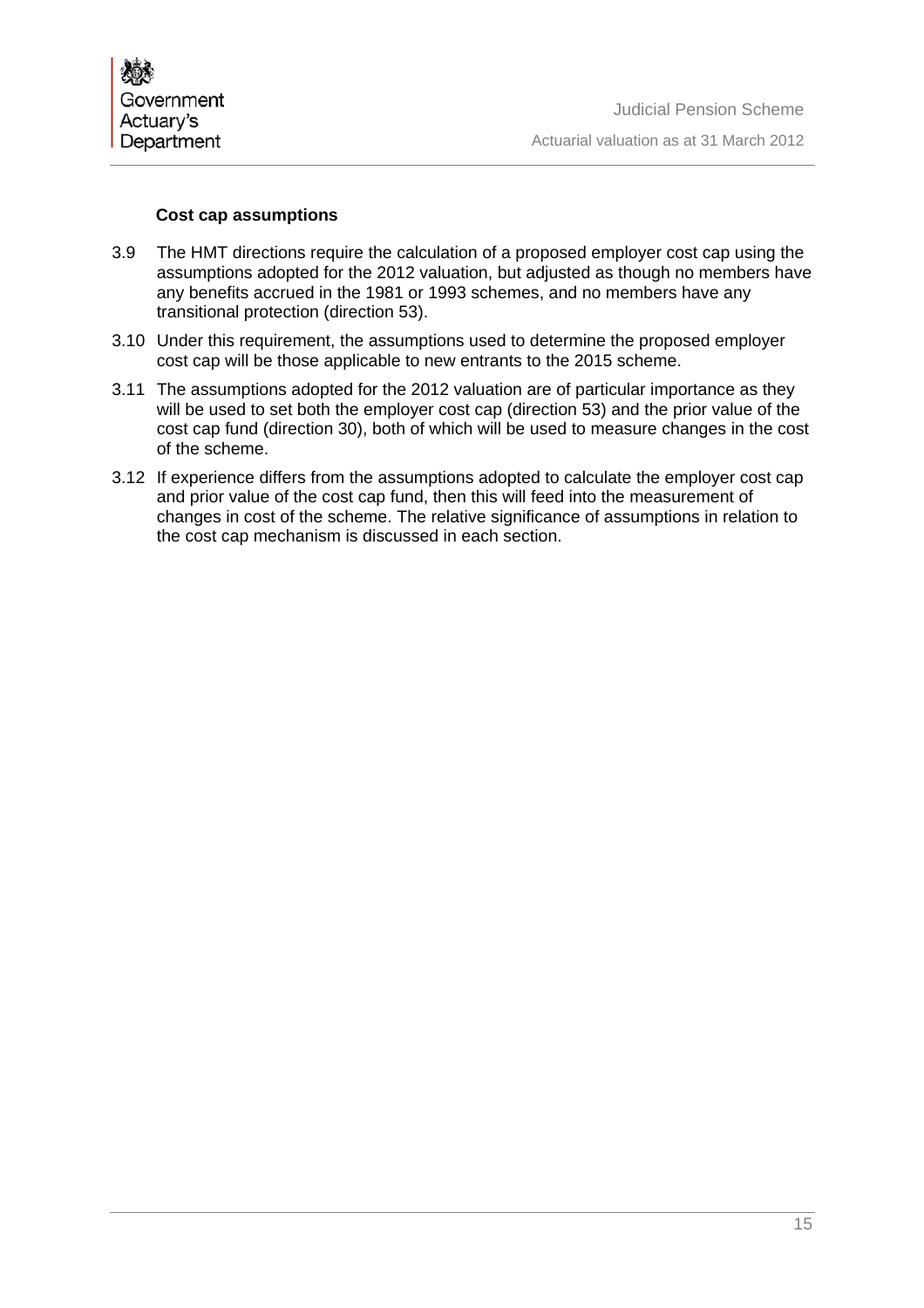### Cost cap assumptions

3.9 The HMT directions require the calculation of a proposed employer cost cap using the assumptions adopted for the 2012 valuation, but adjusted as though no members have any benefits accrued in the 1981 or 1993 schemes, and no members have any transitional protection (direction 53).

3.10 Under this requirement, the assumptions used to determine the proposed employer cost cap will be those applicable to new entrants to the 2015 scheme.

3.11 The assumptions adopted for the 2012 valuation are of particular importance as they will be used to set both the employer cost cap (direction 53) and the prior value of the cost cap fund (direction 30), both of which will be used to measure changes in the cost of the scheme.

3.12 If experience differs from the assumptions adopted to calculate the employer cost cap and prior value of the cost cap fund, then this will feed into the measurement of changes in cost of the scheme. The relative significance of assumptions in relation to the cost cap mechanism is discussed in each section.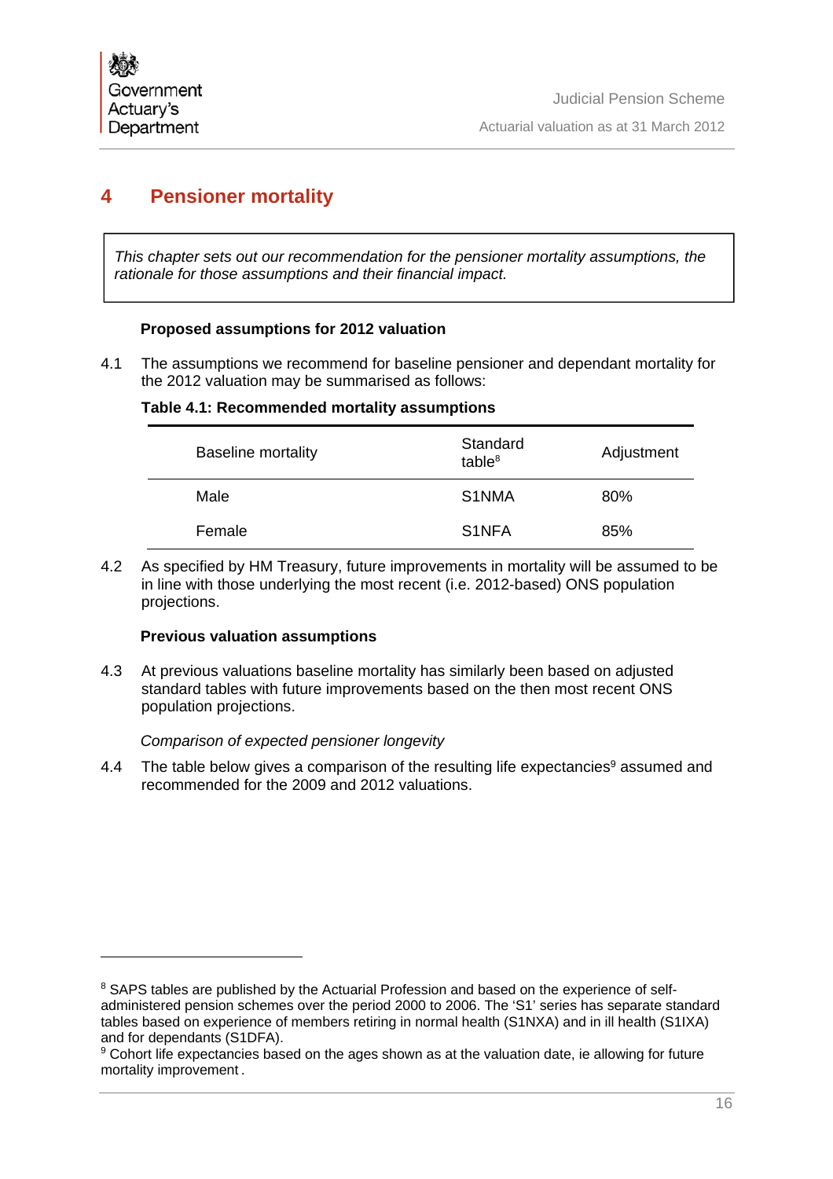# 4 Pensioner mortality

*This chapter sets out our recommendation for the pensioner mortality assumptions, the rationale for those assumptions and their financial impact.*

**Proposed assumptions for 2012 valuation**

4.1 The assumptions we recommend for baseline pensioner and dependant mortality for the 2012 valuation may be summarised as follows:

**Table 4.1: Recommended mortality assumptions**

| Baseline mortality | Standard table[8] | Adjustment |
|---|---|---|
| Male | S1NMA | 80% |
| Female | S1NFA | 85% |

4.2 As specified by HM Treasury, future improvements in mortality will be assumed to be in line with those underlying the most recent (i.e. 2012-based) ONS population projections.

**Previous valuation assumptions**

4.3 At previous valuations baseline mortality has similarly been based on adjusted standard tables with future improvements based on the then most recent ONS population projections.

*Comparison of expected pensioner longevity*

4.4 The table below gives a comparison of the resulting life expectancies[9] assumed and recommended for the 2009 and 2012 valuations.

---

[8] SAPS tables are published by the Actuarial Profession and based on the experience of self-administered pension schemes over the period 2000 to 2006. The 'S1' series has separate standard tables based on experience of members retiring in normal health (S1NXA) and in ill health (S1IXA) and for dependants (S1DFA).

[9] Cohort life expectancies based on the ages shown as at the valuation date, ie allowing for future mortality improvement.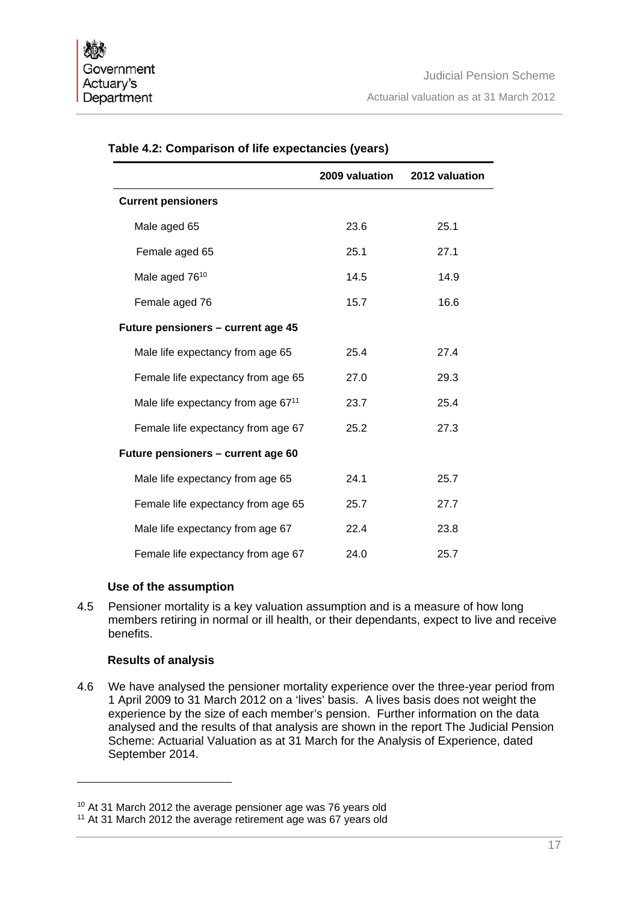**Table 4.2: Comparison of life expectancies (years)**

| | 2009 valuation | 2012 valuation |
|---|---|---|
| **Current pensioners** | | |
| Male aged 65 | 23.6 | 25.1 |
| Female aged 65 | 25.1 | 27.1 |
| Male aged 76[10] | 14.5 | 14.9 |
| Female aged 76 | 15.7 | 16.6 |
| **Future pensioners – current age 45** | | |
| Male life expectancy from age 65 | 25.4 | 27.4 |
| Female life expectancy from age 65 | 27.0 | 29.3 |
| Male life expectancy from age 67[11] | 23.7 | 25.4 |
| Female life expectancy from age 67 | 25.2 | 27.3 |
| **Future pensioners – current age 60** | | |
| Male life expectancy from age 65 | 24.1 | 25.7 |
| Female life expectancy from age 65 | 25.7 | 27.7 |
| Male life expectancy from age 67 | 22.4 | 23.8 |
| Female life expectancy from age 67 | 24.0 | 25.7 |

### Use of the assumption

4.5 Pensioner mortality is a key valuation assumption and is a measure of how long members retiring in normal or ill health, or their dependants, expect to live and receive benefits.

### Results of analysis

4.6 We have analysed the pensioner mortality experience over the three-year period from 1 April 2009 to 31 March 2012 on a 'lives' basis. A lives basis does not weight the experience by the size of each member's pension. Further information on the data analysed and the results of that analysis are shown in the report The Judicial Pension Scheme: Actuarial Valuation as at 31 March for the Analysis of Experience, dated September 2014.

---

[10] At 31 March 2012 the average pensioner age was 76 years old

[11] At 31 March 2012 the average retirement age was 67 years old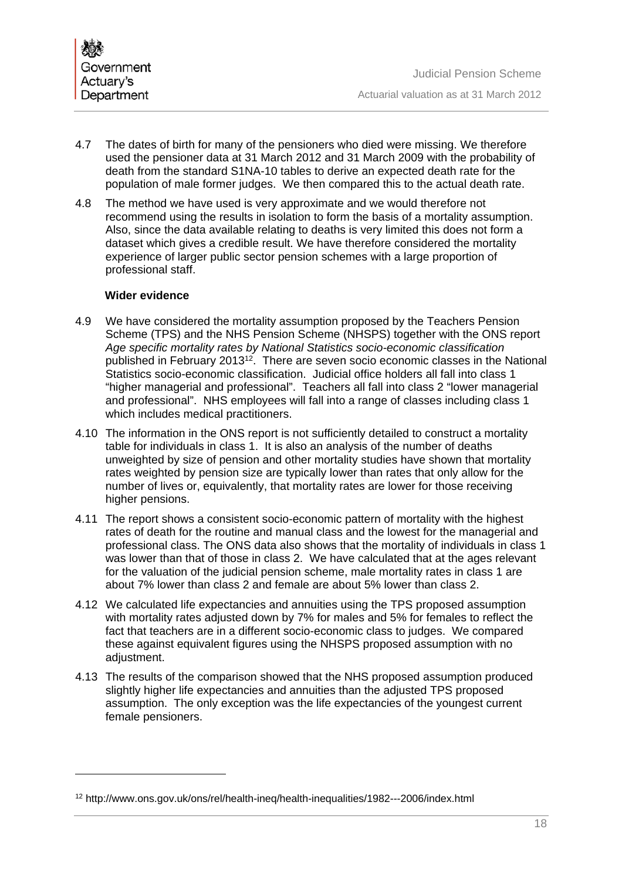4.7 The dates of birth for many of the pensioners who died were missing. We therefore used the pensioner data at 31 March 2012 and 31 March 2009 with the probability of death from the standard S1NA-10 tables to derive an expected death rate for the population of male former judges. We then compared this to the actual death rate.

4.8 The method we have used is very approximate and we would therefore not recommend using the results in isolation to form the basis of a mortality assumption. Also, since the data available relating to deaths is very limited this does not form a dataset which gives a credible result. We have therefore considered the mortality experience of larger public sector pension schemes with a large proportion of professional staff.

**Wider evidence**

4.9 We have considered the mortality assumption proposed by the Teachers Pension Scheme (TPS) and the NHS Pension Scheme (NHSPS) together with the ONS report *Age specific mortality rates by National Statistics socio-economic classification* published in February 2013[12]. There are seven socio economic classes in the National Statistics socio-economic classification. Judicial office holders all fall into class 1 "higher managerial and professional". Teachers all fall into class 2 "lower managerial and professional". NHS employees will fall into a range of classes including class 1 which includes medical practitioners.

4.10 The information in the ONS report is not sufficiently detailed to construct a mortality table for individuals in class 1. It is also an analysis of the number of deaths unweighted by size of pension and other mortality studies have shown that mortality rates weighted by pension size are typically lower than rates that only allow for the number of lives or, equivalently, that mortality rates are lower for those receiving higher pensions.

4.11 The report shows a consistent socio-economic pattern of mortality with the highest rates of death for the routine and manual class and the lowest for the managerial and professional class. The ONS data also shows that the mortality of individuals in class 1 was lower than that of those in class 2. We have calculated that at the ages relevant for the valuation of the judicial pension scheme, male mortality rates in class 1 are about 7% lower than class 2 and female are about 5% lower than class 2.

4.12 We calculated life expectancies and annuities using the TPS proposed assumption with mortality rates adjusted down by 7% for males and 5% for females to reflect the fact that teachers are in a different socio-economic class to judges. We compared these against equivalent figures using the NHSPS proposed assumption with no adjustment.

4.13 The results of the comparison showed that the NHS proposed assumption produced slightly higher life expectancies and annuities than the adjusted TPS proposed assumption. The only exception was the life expectancies of the youngest current female pensioners.

[12] http://www.ons.gov.uk/ons/rel/health-ineq/health-inequalities/1982---2006/index.html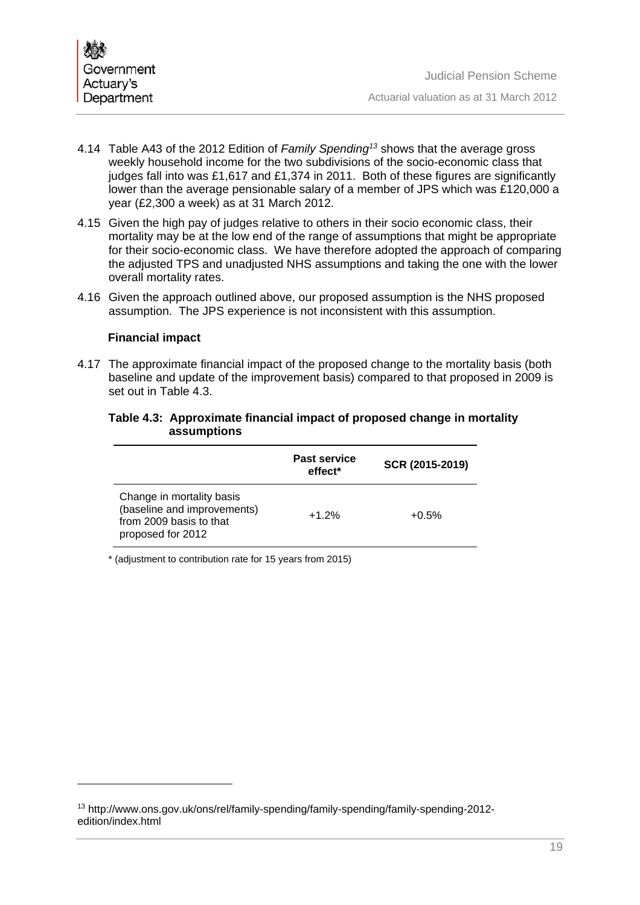4.14 Table A43 of the 2012 Edition of *Family Spending*[13] shows that the average gross weekly household income for the two subdivisions of the socio-economic class that judges fall into was £1,617 and £1,374 in 2011. Both of these figures are significantly lower than the average pensionable salary of a member of JPS which was £120,000 a year (£2,300 a week) as at 31 March 2012.

4.15 Given the high pay of judges relative to others in their socio economic class, their mortality may be at the low end of the range of assumptions that might be appropriate for their socio-economic class. We have therefore adopted the approach of comparing the adjusted TPS and unadjusted NHS assumptions and taking the one with the lower overall mortality rates.

4.16 Given the approach outlined above, our proposed assumption is the NHS proposed assumption. The JPS experience is not inconsistent with this assumption.

### Financial impact

4.17 The approximate financial impact of the proposed change to the mortality basis (both baseline and update of the improvement basis) compared to that proposed in 2009 is set out in Table 4.3.

**Table 4.3: Approximate financial impact of proposed change in mortality assumptions**

| | Past service effect* | SCR (2015-2019) |
|---|---|---|
| Change in mortality basis (baseline and improvements) from 2009 basis to that proposed for 2012 | +1.2% | +0.5% |

\* (adjustment to contribution rate for 15 years from 2015)

[13] http://www.ons.gov.uk/ons/rel/family-spending/family-spending/family-spending-2012-edition/index.html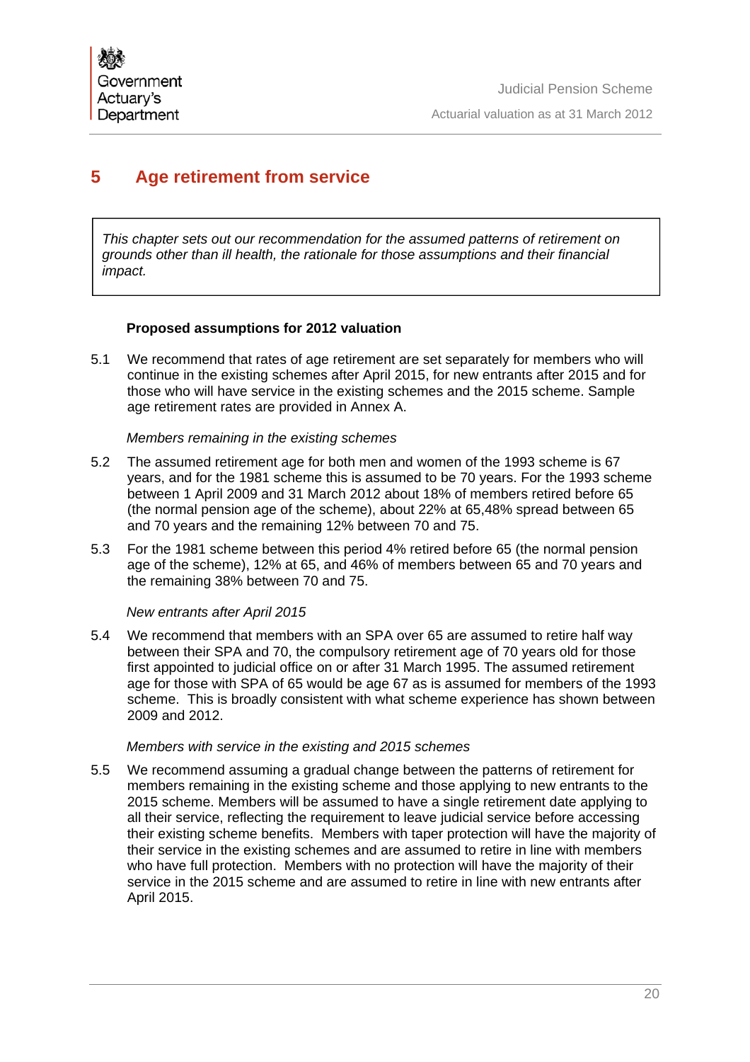# 5 Age retirement from service

> *This chapter sets out our recommendation for the assumed patterns of retirement on grounds other than ill health, the rationale for those assumptions and their financial impact.*

**Proposed assumptions for 2012 valuation**

5.1 We recommend that rates of age retirement are set separately for members who will continue in the existing schemes after April 2015, for new entrants after 2015 and for those who will have service in the existing schemes and the 2015 scheme. Sample age retirement rates are provided in Annex A.

*Members remaining in the existing schemes*

5.2 The assumed retirement age for both men and women of the 1993 scheme is 67 years, and for the 1981 scheme this is assumed to be 70 years. For the 1993 scheme between 1 April 2009 and 31 March 2012 about 18% of members retired before 65 (the normal pension age of the scheme), about 22% at 65,48% spread between 65 and 70 years and the remaining 12% between 70 and 75.

5.3 For the 1981 scheme between this period 4% retired before 65 (the normal pension age of the scheme), 12% at 65, and 46% of members between 65 and 70 years and the remaining 38% between 70 and 75.

*New entrants after April 2015*

5.4 We recommend that members with an SPA over 65 are assumed to retire half way between their SPA and 70, the compulsory retirement age of 70 years old for those first appointed to judicial office on or after 31 March 1995. The assumed retirement age for those with SPA of 65 would be age 67 as is assumed for members of the 1993 scheme. This is broadly consistent with what scheme experience has shown between 2009 and 2012.

*Members with service in the existing and 2015 schemes*

5.5 We recommend assuming a gradual change between the patterns of retirement for members remaining in the existing scheme and those applying to new entrants to the 2015 scheme. Members will be assumed to have a single retirement date applying to all their service, reflecting the requirement to leave judicial service before accessing their existing scheme benefits. Members with taper protection will have the majority of their service in the existing schemes and are assumed to retire in line with members who have full protection. Members with no protection will have the majority of their service in the 2015 scheme and are assumed to retire in line with new entrants after April 2015.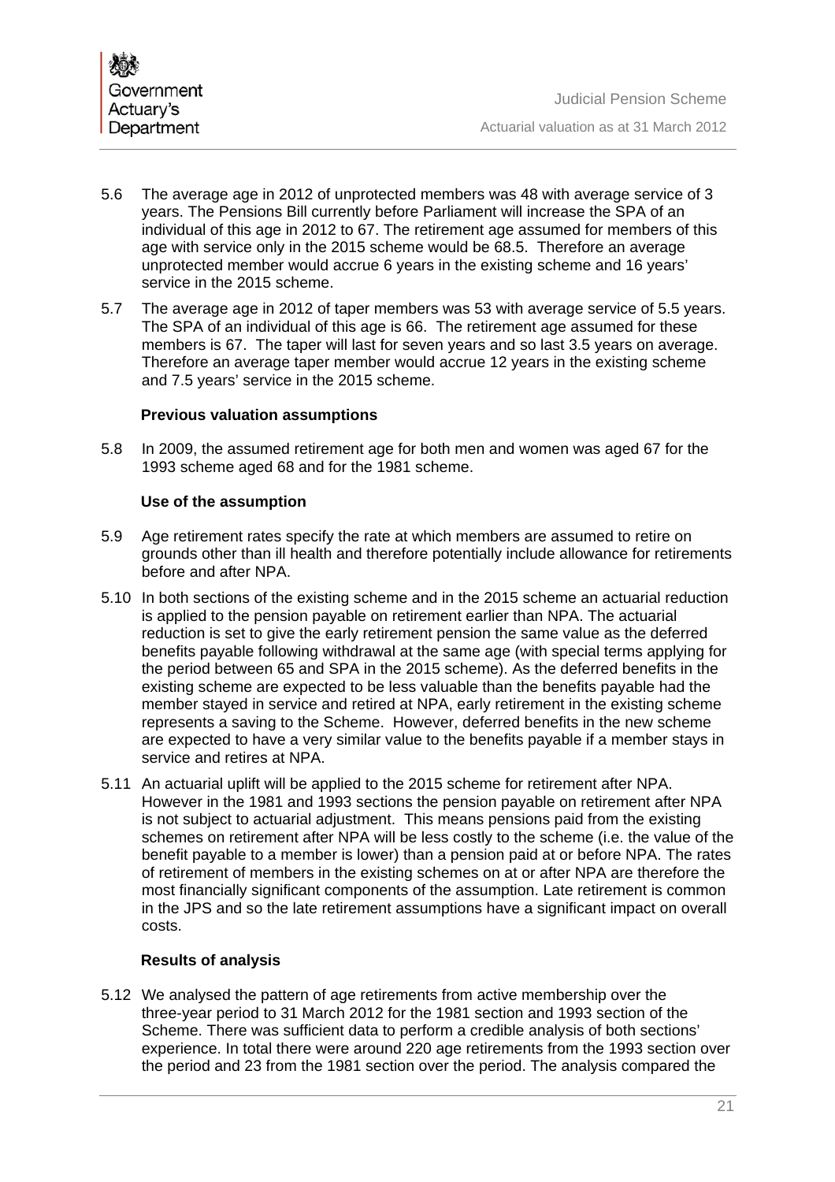5.6 The average age in 2012 of unprotected members was 48 with average service of 3 years. The Pensions Bill currently before Parliament will increase the SPA of an individual of this age in 2012 to 67. The retirement age assumed for members of this age with service only in the 2015 scheme would be 68.5. Therefore an average unprotected member would accrue 6 years in the existing scheme and 16 years' service in the 2015 scheme.

5.7 The average age in 2012 of taper members was 53 with average service of 5.5 years. The SPA of an individual of this age is 66. The retirement age assumed for these members is 67. The taper will last for seven years and so last 3.5 years on average. Therefore an average taper member would accrue 12 years in the existing scheme and 7.5 years' service in the 2015 scheme.

### Previous valuation assumptions

5.8 In 2009, the assumed retirement age for both men and women was aged 67 for the 1993 scheme aged 68 and for the 1981 scheme.

### Use of the assumption

5.9 Age retirement rates specify the rate at which members are assumed to retire on grounds other than ill health and therefore potentially include allowance for retirements before and after NPA.

5.10 In both sections of the existing scheme and in the 2015 scheme an actuarial reduction is applied to the pension payable on retirement earlier than NPA. The actuarial reduction is set to give the early retirement pension the same value as the deferred benefits payable following withdrawal at the same age (with special terms applying for the period between 65 and SPA in the 2015 scheme). As the deferred benefits in the existing scheme are expected to be less valuable than the benefits payable had the member stayed in service and retired at NPA, early retirement in the existing scheme represents a saving to the Scheme. However, deferred benefits in the new scheme are expected to have a very similar value to the benefits payable if a member stays in service and retires at NPA.

5.11 An actuarial uplift will be applied to the 2015 scheme for retirement after NPA. However in the 1981 and 1993 sections the pension payable on retirement after NPA is not subject to actuarial adjustment. This means pensions paid from the existing schemes on retirement after NPA will be less costly to the scheme (i.e. the value of the benefit payable to a member is lower) than a pension paid at or before NPA. The rates of retirement of members in the existing schemes on at or after NPA are therefore the most financially significant components of the assumption. Late retirement is common in the JPS and so the late retirement assumptions have a significant impact on overall costs.

### Results of analysis

5.12 We analysed the pattern of age retirements from active membership over the three-year period to 31 March 2012 for the 1981 section and 1993 section of the Scheme. There was sufficient data to perform a credible analysis of both sections' experience. In total there were around 220 age retirements from the 1993 section over the period and 23 from the 1981 section over the period. The analysis compared the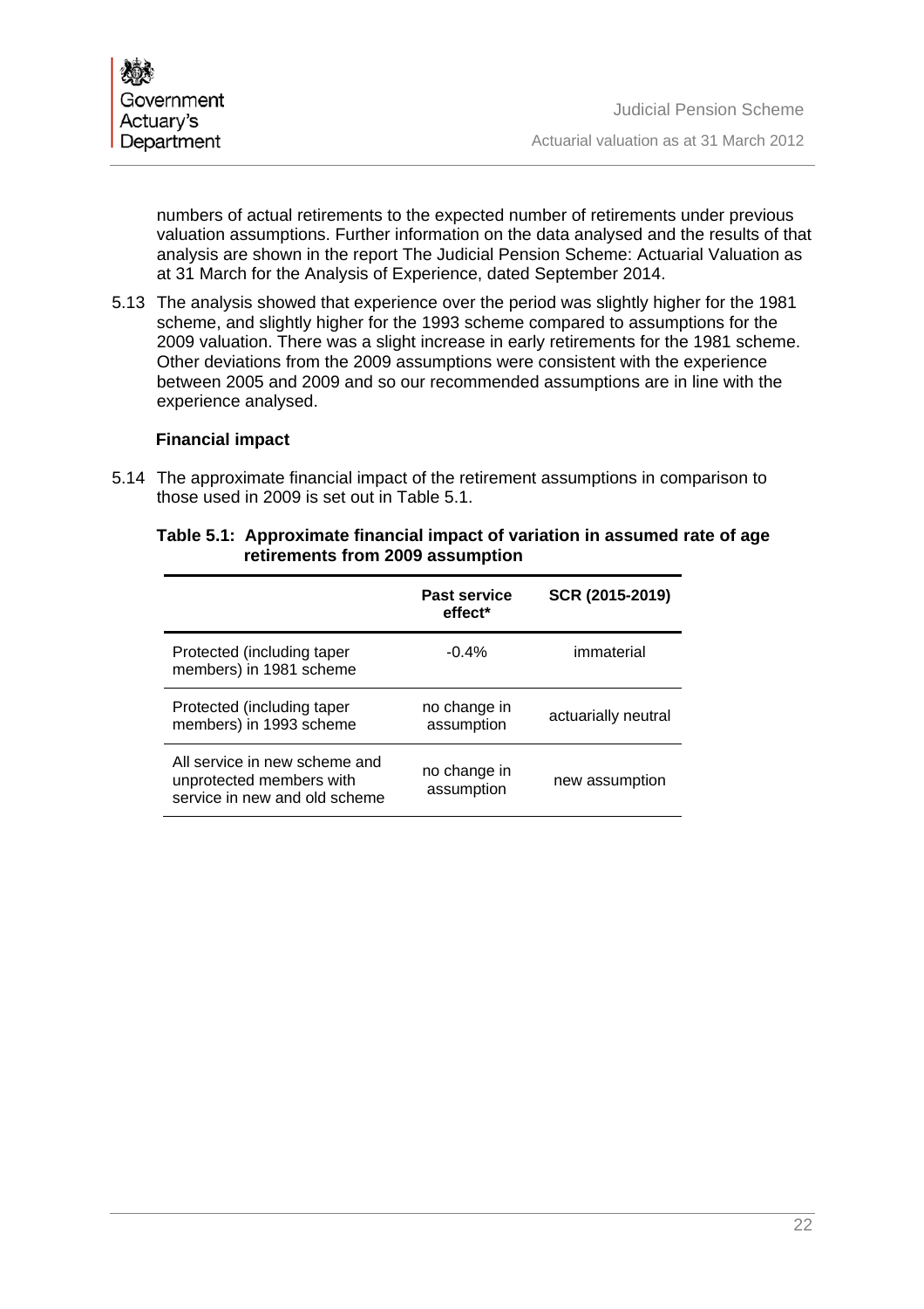numbers of actual retirements to the expected number of retirements under previous valuation assumptions. Further information on the data analysed and the results of that analysis are shown in the report The Judicial Pension Scheme: Actuarial Valuation as at 31 March for the Analysis of Experience, dated September 2014.

5.13 The analysis showed that experience over the period was slightly higher for the 1981 scheme, and slightly higher for the 1993 scheme compared to assumptions for the 2009 valuation. There was a slight increase in early retirements for the 1981 scheme. Other deviations from the 2009 assumptions were consistent with the experience between 2005 and 2009 and so our recommended assumptions are in line with the experience analysed.

**Financial impact**

5.14 The approximate financial impact of the retirement assumptions in comparison to those used in 2009 is set out in Table 5.1.

**Table 5.1: Approximate financial impact of variation in assumed rate of age retirements from 2009 assumption**

| | Past service effect* | SCR (2015-2019) |
|---|---|---|
| Protected (including taper members) in 1981 scheme | -0.4% | immaterial |
| Protected (including taper members) in 1993 scheme | no change in assumption | actuarially neutral |
| All service in new scheme and unprotected members with service in new and old scheme | no change in assumption | new assumption |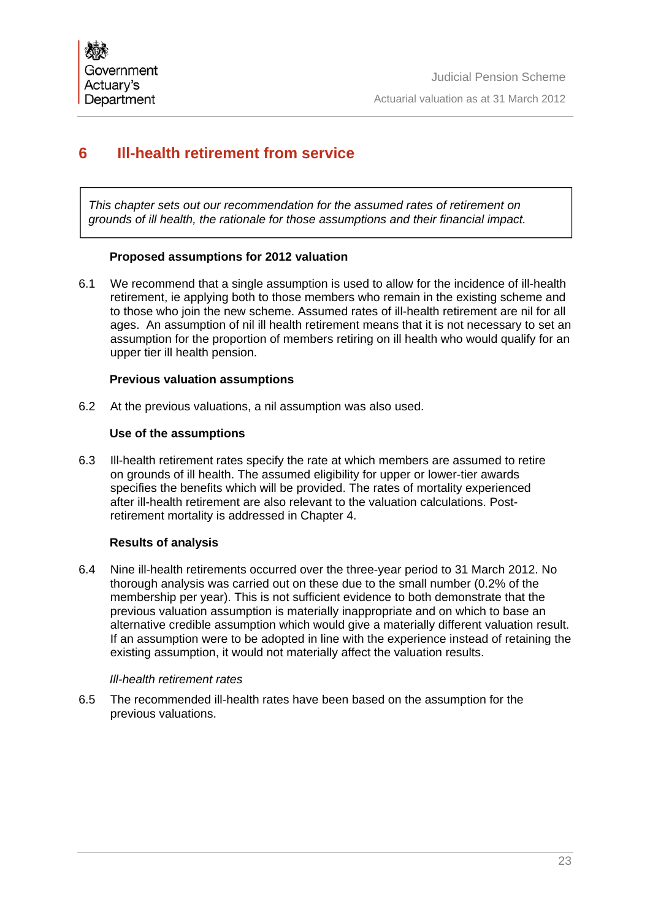# 6 Ill-health retirement from service

*This chapter sets out our recommendation for the assumed rates of retirement on grounds of ill health, the rationale for those assumptions and their financial impact.*

**Proposed assumptions for 2012 valuation**

6.1 We recommend that a single assumption is used to allow for the incidence of ill-health retirement, ie applying both to those members who remain in the existing scheme and to those who join the new scheme. Assumed rates of ill-health retirement are nil for all ages. An assumption of nil ill health retirement means that it is not necessary to set an assumption for the proportion of members retiring on ill health who would qualify for an upper tier ill health pension.

**Previous valuation assumptions**

6.2 At the previous valuations, a nil assumption was also used.

**Use of the assumptions**

6.3 Ill-health retirement rates specify the rate at which members are assumed to retire on grounds of ill health. The assumed eligibility for upper or lower-tier awards specifies the benefits which will be provided. The rates of mortality experienced after ill-health retirement are also relevant to the valuation calculations. Post-retirement mortality is addressed in Chapter 4.

**Results of analysis**

6.4 Nine ill-health retirements occurred over the three-year period to 31 March 2012. No thorough analysis was carried out on these due to the small number (0.2% of the membership per year). This is not sufficient evidence to both demonstrate that the previous valuation assumption is materially inappropriate and on which to base an alternative credible assumption which would give a materially different valuation result. If an assumption were to be adopted in line with the experience instead of retaining the existing assumption, it would not materially affect the valuation results.

*Ill-health retirement rates*

6.5 The recommended ill-health rates have been based on the assumption for the previous valuations.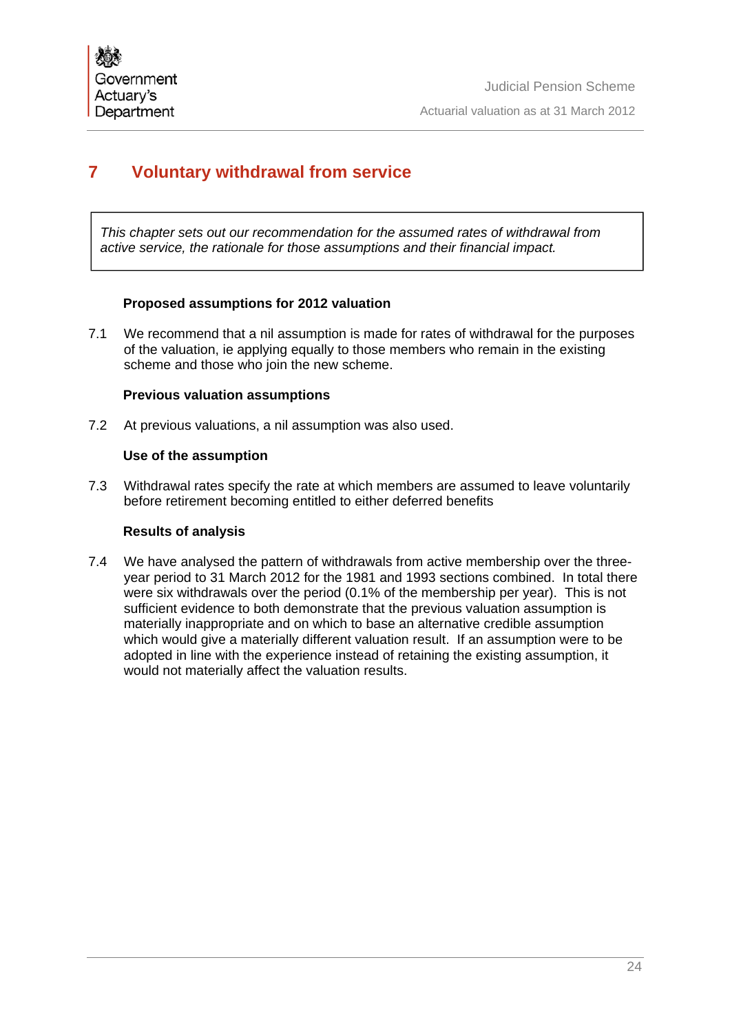# 7 Voluntary withdrawal from service

*This chapter sets out our recommendation for the assumed rates of withdrawal from active service, the rationale for those assumptions and their financial impact.*

**Proposed assumptions for 2012 valuation**

7.1 We recommend that a nil assumption is made for rates of withdrawal for the purposes of the valuation, ie applying equally to those members who remain in the existing scheme and those who join the new scheme.

**Previous valuation assumptions**

7.2 At previous valuations, a nil assumption was also used.

**Use of the assumption**

7.3 Withdrawal rates specify the rate at which members are assumed to leave voluntarily before retirement becoming entitled to either deferred benefits

**Results of analysis**

7.4 We have analysed the pattern of withdrawals from active membership over the three-year period to 31 March 2012 for the 1981 and 1993 sections combined. In total there were six withdrawals over the period (0.1% of the membership per year). This is not sufficient evidence to both demonstrate that the previous valuation assumption is materially inappropriate and on which to base an alternative credible assumption which would give a materially different valuation result. If an assumption were to be adopted in line with the experience instead of retaining the existing assumption, it would not materially affect the valuation results.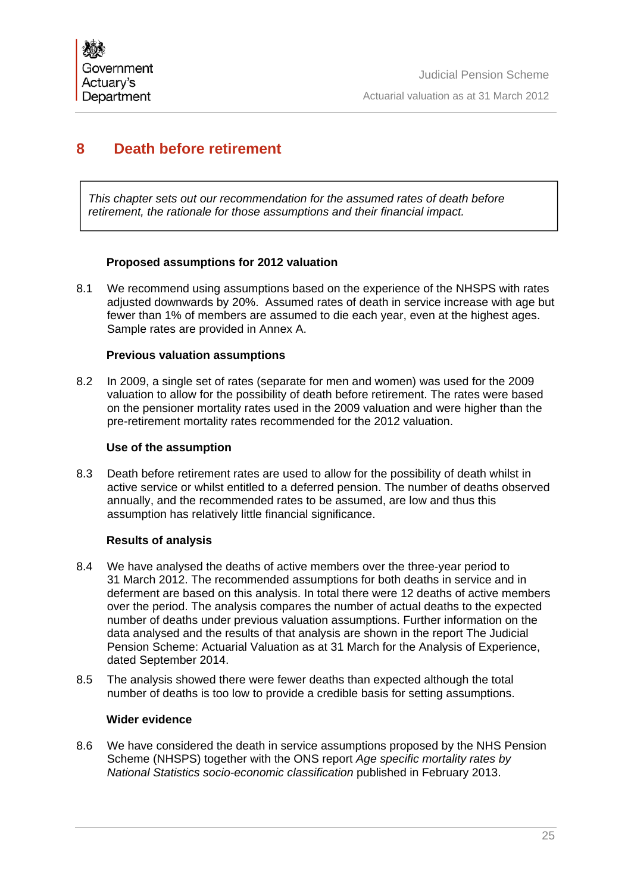# 8 Death before retirement

> *This chapter sets out our recommendation for the assumed rates of death before retirement, the rationale for those assumptions and their financial impact.*

**Proposed assumptions for 2012 valuation**

8.1 We recommend using assumptions based on the experience of the NHSPS with rates adjusted downwards by 20%. Assumed rates of death in service increase with age but fewer than 1% of members are assumed to die each year, even at the highest ages. Sample rates are provided in Annex A.

**Previous valuation assumptions**

8.2 In 2009, a single set of rates (separate for men and women) was used for the 2009 valuation to allow for the possibility of death before retirement. The rates were based on the pensioner mortality rates used in the 2009 valuation and were higher than the pre-retirement mortality rates recommended for the 2012 valuation.

**Use of the assumption**

8.3 Death before retirement rates are used to allow for the possibility of death whilst in active service or whilst entitled to a deferred pension. The number of deaths observed annually, and the recommended rates to be assumed, are low and thus this assumption has relatively little financial significance.

**Results of analysis**

8.4 We have analysed the deaths of active members over the three-year period to 31 March 2012. The recommended assumptions for both deaths in service and in deferment are based on this analysis. In total there were 12 deaths of active members over the period. The analysis compares the number of actual deaths to the expected number of deaths under previous valuation assumptions. Further information on the data analysed and the results of that analysis are shown in the report The Judicial Pension Scheme: Actuarial Valuation as at 31 March for the Analysis of Experience, dated September 2014.

8.5 The analysis showed there were fewer deaths than expected although the total number of deaths is too low to provide a credible basis for setting assumptions.

**Wider evidence**

8.6 We have considered the death in service assumptions proposed by the NHS Pension Scheme (NHSPS) together with the ONS report *Age specific mortality rates by National Statistics socio-economic classification* published in February 2013.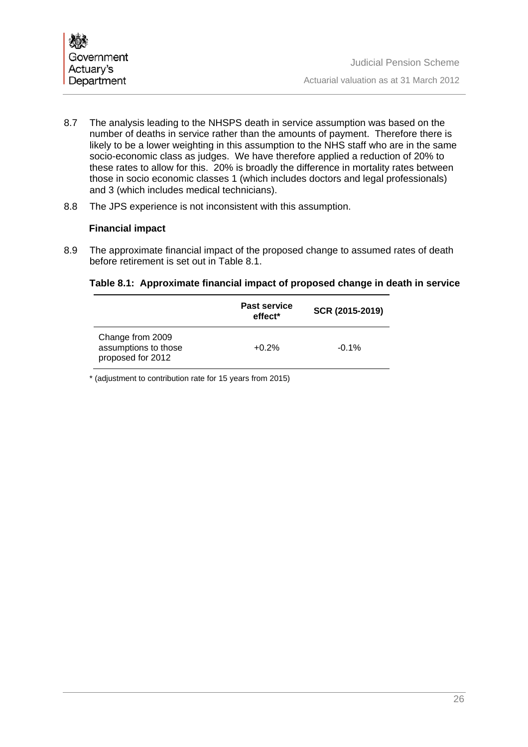8.7 The analysis leading to the NHSPS death in service assumption was based on the number of deaths in service rather than the amounts of payment. Therefore there is likely to be a lower weighting in this assumption to the NHS staff who are in the same socio-economic class as judges. We have therefore applied a reduction of 20% to these rates to allow for this. 20% is broadly the difference in mortality rates between those in socio economic classes 1 (which includes doctors and legal professionals) and 3 (which includes medical technicians).

8.8 The JPS experience is not inconsistent with this assumption.

**Financial impact**

8.9 The approximate financial impact of the proposed change to assumed rates of death before retirement is set out in Table 8.1.

**Table 8.1: Approximate financial impact of proposed change in death in service**

| | Past service effect* | SCR (2015-2019) |
|---|---|---|
| Change from 2009 assumptions to those proposed for 2012 | +0.2% | -0.1% |

* (adjustment to contribution rate for 15 years from 2015)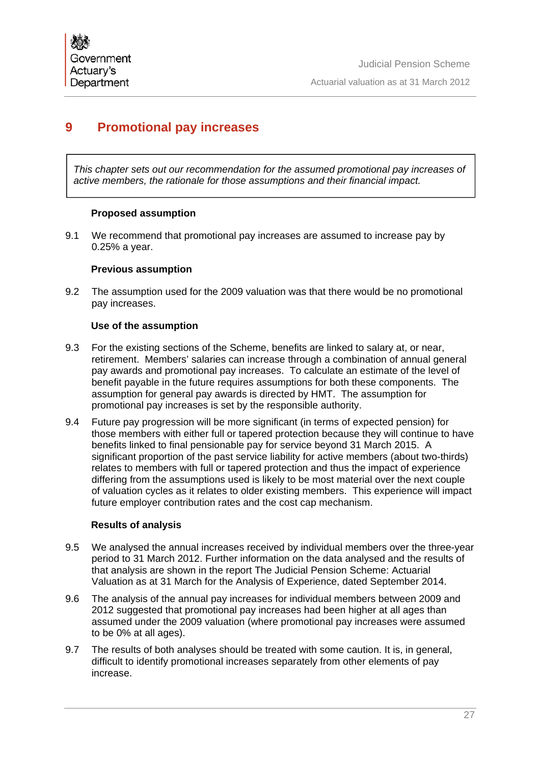# 9 Promotional pay increases

> *This chapter sets out our recommendation for the assumed promotional pay increases of active members, the rationale for those assumptions and their financial impact.*

### Proposed assumption

9.1 We recommend that promotional pay increases are assumed to increase pay by 0.25% a year.

### Previous assumption

9.2 The assumption used for the 2009 valuation was that there would be no promotional pay increases.

### Use of the assumption

9.3 For the existing sections of the Scheme, benefits are linked to salary at, or near, retirement. Members' salaries can increase through a combination of annual general pay awards and promotional pay increases. To calculate an estimate of the level of benefit payable in the future requires assumptions for both these components. The assumption for general pay awards is directed by HMT. The assumption for promotional pay increases is set by the responsible authority.

9.4 Future pay progression will be more significant (in terms of expected pension) for those members with either full or tapered protection because they will continue to have benefits linked to final pensionable pay for service beyond 31 March 2015. A significant proportion of the past service liability for active members (about two-thirds) relates to members with full or tapered protection and thus the impact of experience differing from the assumptions used is likely to be most material over the next couple of valuation cycles as it relates to older existing members. This experience will impact future employer contribution rates and the cost cap mechanism.

### Results of analysis

9.5 We analysed the annual increases received by individual members over the three-year period to 31 March 2012. Further information on the data analysed and the results of that analysis are shown in the report The Judicial Pension Scheme: Actuarial Valuation as at 31 March for the Analysis of Experience, dated September 2014.

9.6 The analysis of the annual pay increases for individual members between 2009 and 2012 suggested that promotional pay increases had been higher at all ages than assumed under the 2009 valuation (where promotional pay increases were assumed to be 0% at all ages).

9.7 The results of both analyses should be treated with some caution. It is, in general, difficult to identify promotional increases separately from other elements of pay increase.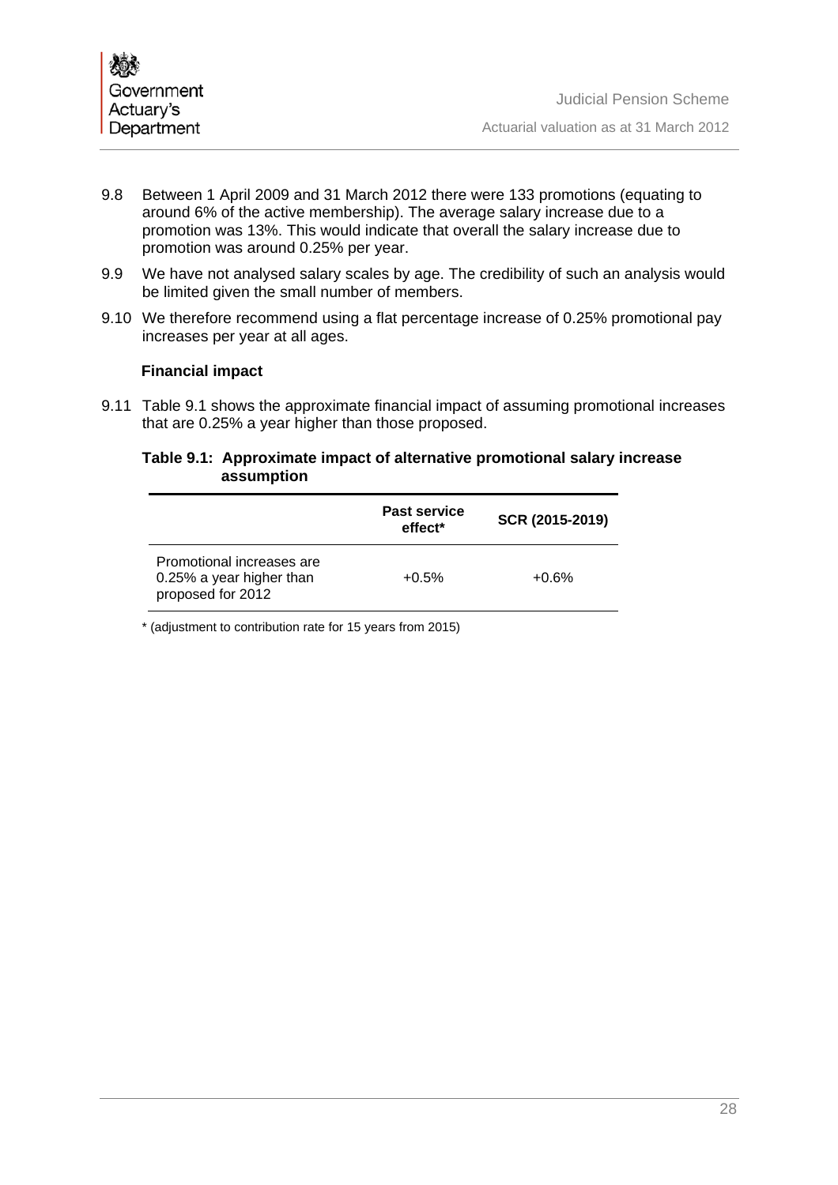9.8 Between 1 April 2009 and 31 March 2012 there were 133 promotions (equating to around 6% of the active membership). The average salary increase due to a promotion was 13%. This would indicate that overall the salary increase due to promotion was around 0.25% per year.

9.9 We have not analysed salary scales by age. The credibility of such an analysis would be limited given the small number of members.

9.10 We therefore recommend using a flat percentage increase of 0.25% promotional pay increases per year at all ages.

### Financial impact

9.11 Table 9.1 shows the approximate financial impact of assuming promotional increases that are 0.25% a year higher than those proposed.

**Table 9.1: Approximate impact of alternative promotional salary increase assumption**

| | Past service effect* | SCR (2015-2019) |
|---|---|---|
| Promotional increases are 0.25% a year higher than proposed for 2012 | +0.5% | +0.6% |

* (adjustment to contribution rate for 15 years from 2015)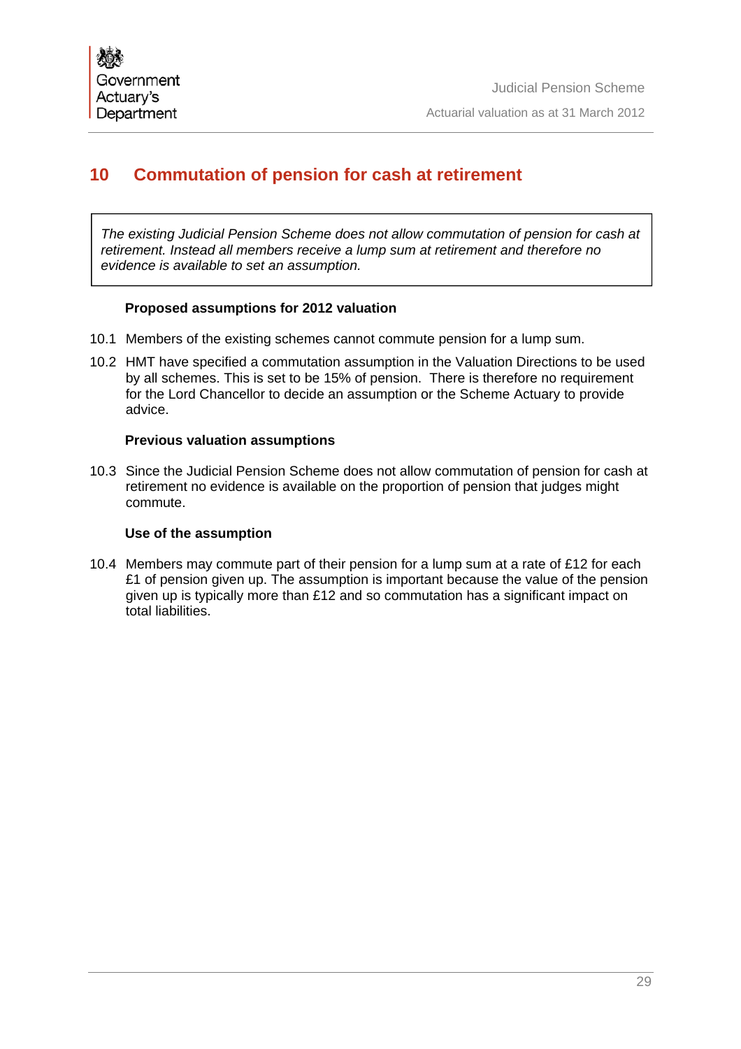# 10 Commutation of pension for cash at retirement

> *The existing Judicial Pension Scheme does not allow commutation of pension for cash at retirement. Instead all members receive a lump sum at retirement and therefore no evidence is available to set an assumption.*

### Proposed assumptions for 2012 valuation

10.1 Members of the existing schemes cannot commute pension for a lump sum.

10.2 HMT have specified a commutation assumption in the Valuation Directions to be used by all schemes. This is set to be 15% of pension. There is therefore no requirement for the Lord Chancellor to decide an assumption or the Scheme Actuary to provide advice.

### Previous valuation assumptions

10.3 Since the Judicial Pension Scheme does not allow commutation of pension for cash at retirement no evidence is available on the proportion of pension that judges might commute.

### Use of the assumption

10.4 Members may commute part of their pension for a lump sum at a rate of £12 for each £1 of pension given up. The assumption is important because the value of the pension given up is typically more than £12 and so commutation has a significant impact on total liabilities.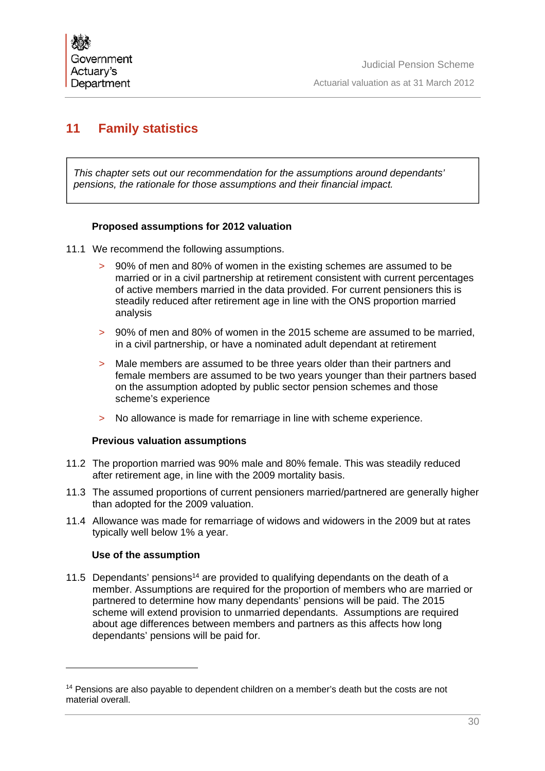# 11 Family statistics

*This chapter sets out our recommendation for the assumptions around dependants' pensions, the rationale for those assumptions and their financial impact.*

### Proposed assumptions for 2012 valuation

11.1 We recommend the following assumptions.

> 90% of men and 80% of women in the existing schemes are assumed to be married or in a civil partnership at retirement consistent with current percentages of active members married in the data provided. For current pensioners this is steadily reduced after retirement age in line with the ONS proportion married analysis

> 90% of men and 80% of women in the 2015 scheme are assumed to be married, in a civil partnership, or have a nominated adult dependant at retirement

> Male members are assumed to be three years older than their partners and female members are assumed to be two years younger than their partners based on the assumption adopted by public sector pension schemes and those scheme's experience

> No allowance is made for remarriage in line with scheme experience.

### Previous valuation assumptions

11.2 The proportion married was 90% male and 80% female. This was steadily reduced after retirement age, in line with the 2009 mortality basis.

11.3 The assumed proportions of current pensioners married/partnered are generally higher than adopted for the 2009 valuation.

11.4 Allowance was made for remarriage of widows and widowers in the 2009 but at rates typically well below 1% a year.

### Use of the assumption

11.5 Dependants' pensions[14] are provided to qualifying dependants on the death of a member. Assumptions are required for the proportion of members who are married or partnered to determine how many dependants' pensions will be paid. The 2015 scheme will extend provision to unmarried dependants. Assumptions are required about age differences between members and partners as this affects how long dependants' pensions will be paid for.

---

[14] Pensions are also payable to dependent children on a member's death but the costs are not material overall.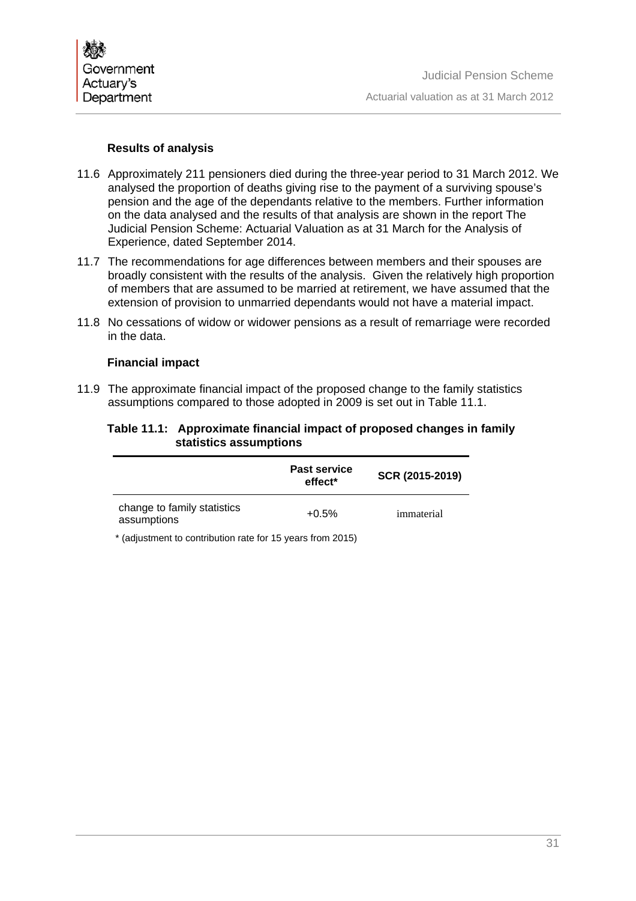### Results of analysis

11.6 Approximately 211 pensioners died during the three-year period to 31 March 2012. We analysed the proportion of deaths giving rise to the payment of a surviving spouse's pension and the age of the dependants relative to the members. Further information on the data analysed and the results of that analysis are shown in the report The Judicial Pension Scheme: Actuarial Valuation as at 31 March for the Analysis of Experience, dated September 2014.

11.7 The recommendations for age differences between members and their spouses are broadly consistent with the results of the analysis. Given the relatively high proportion of members that are assumed to be married at retirement, we have assumed that the extension of provision to unmarried dependants would not have a material impact.

11.8 No cessations of widow or widower pensions as a result of remarriage were recorded in the data.

### Financial impact

11.9 The approximate financial impact of the proposed change to the family statistics assumptions compared to those adopted in 2009 is set out in Table 11.1.

**Table 11.1: Approximate financial impact of proposed changes in family statistics assumptions**

| | Past service effect* | SCR (2015-2019) |
|---|---|---|
| change to family statistics assumptions | +0.5% | immaterial |

* (adjustment to contribution rate for 15 years from 2015)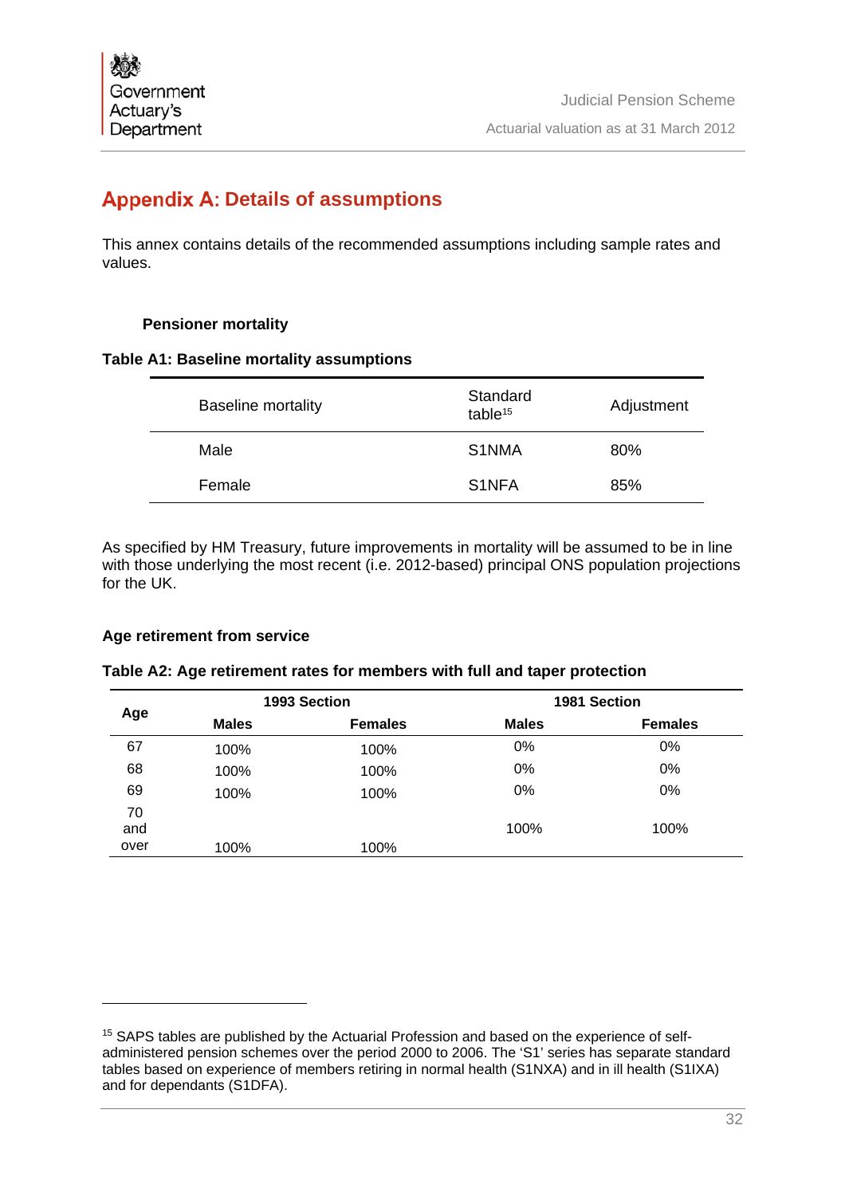## Appendix A: Details of assumptions

This annex contains details of the recommended assumptions including sample rates and values.

**Pensioner mortality**

**Table A1: Baseline mortality assumptions**

| Baseline mortality | Standard table[15] | Adjustment |
|---|---|---|
| Male | S1NMA | 80% |
| Female | S1NFA | 85% |

As specified by HM Treasury, future improvements in mortality will be assumed to be in line with those underlying the most recent (i.e. 2012-based) principal ONS population projections for the UK.

**Age retirement from service**

**Table A2: Age retirement rates for members with full and taper protection**

| Age | 1993 Section | | 1981 Section | |
|---|---|---|---|---|
| | **Males** | **Females** | **Males** | **Females** |
| 67 | 100% | 100% | 0% | 0% |
| 68 | 100% | 100% | 0% | 0% |
| 69 | 100% | 100% | 0% | 0% |
| 70 and over | 100% | 100% | 100% | 100% |

[15] SAPS tables are published by the Actuarial Profession and based on the experience of self-administered pension schemes over the period 2000 to 2006. The 'S1' series has separate standard tables based on experience of members retiring in normal health (S1NXA) and in ill health (S1IXA) and for dependants (S1DFA).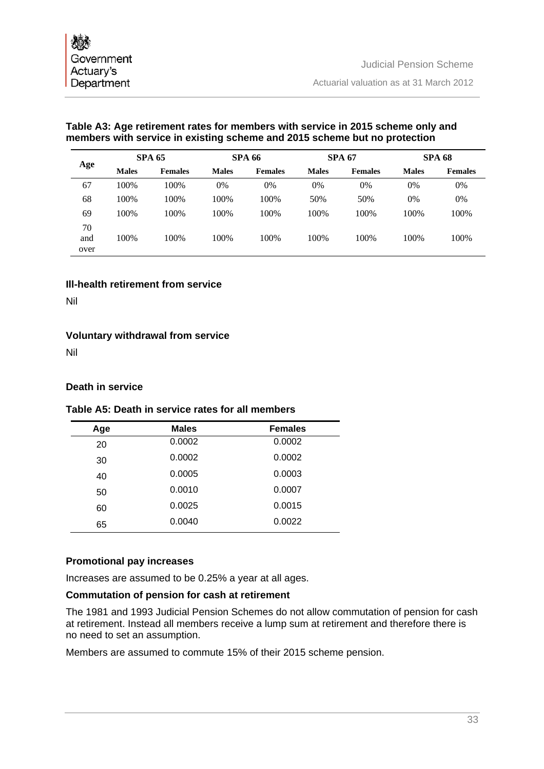**Table A3: Age retirement rates for members with service in 2015 scheme only and members with service in existing scheme and 2015 scheme but no protection**

| Age | SPA 65 | | SPA 66 | | SPA 67 | | SPA 68 | |
|---|---|---|---|---|---|---|---|---|
| | Males | Females | Males | Females | Males | Females | Males | Females |
| 67 | 100% | 100% | 0% | 0% | 0% | 0% | 0% | 0% |
| 68 | 100% | 100% | 100% | 100% | 50% | 50% | 0% | 0% |
| 69 | 100% | 100% | 100% | 100% | 100% | 100% | 100% | 100% |
| 70 and over | 100% | 100% | 100% | 100% | 100% | 100% | 100% | 100% |

### Ill-health retirement from service

Nil

### Voluntary withdrawal from service

Nil

### Death in service

**Table A5: Death in service rates for all members**

| Age | Males | Females |
|---|---|---|
| 20 | 0.0002 | 0.0002 |
| 30 | 0.0002 | 0.0002 |
| 40 | 0.0005 | 0.0003 |
| 50 | 0.0010 | 0.0007 |
| 60 | 0.0025 | 0.0015 |
| 65 | 0.0040 | 0.0022 |

### Promotional pay increases

Increases are assumed to be 0.25% a year at all ages.

### Commutation of pension for cash at retirement

The 1981 and 1993 Judicial Pension Schemes do not allow commutation of pension for cash at retirement. Instead all members receive a lump sum at retirement and therefore there is no need to set an assumption.

Members are assumed to commute 15% of their 2015 scheme pension.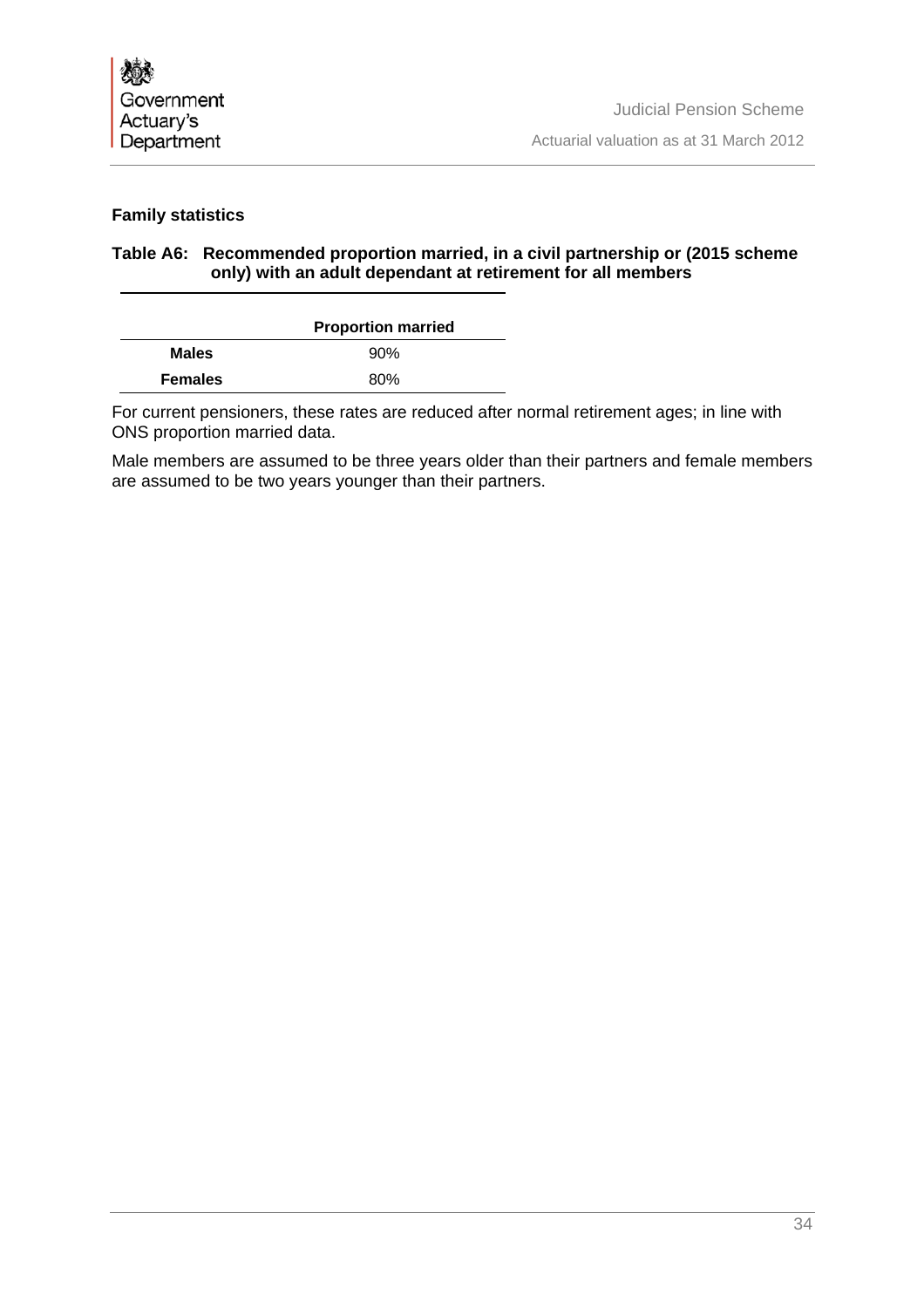### Family statistics

**Table A6: Recommended proportion married, in a civil partnership or (2015 scheme only) with an adult dependant at retirement for all members**

| | Proportion married |
|---|---|
| **Males** | 90% |
| **Females** | 80% |

For current pensioners, these rates are reduced after normal retirement ages; in line with ONS proportion married data.

Male members are assumed to be three years older than their partners and female members are assumed to be two years younger than their partners.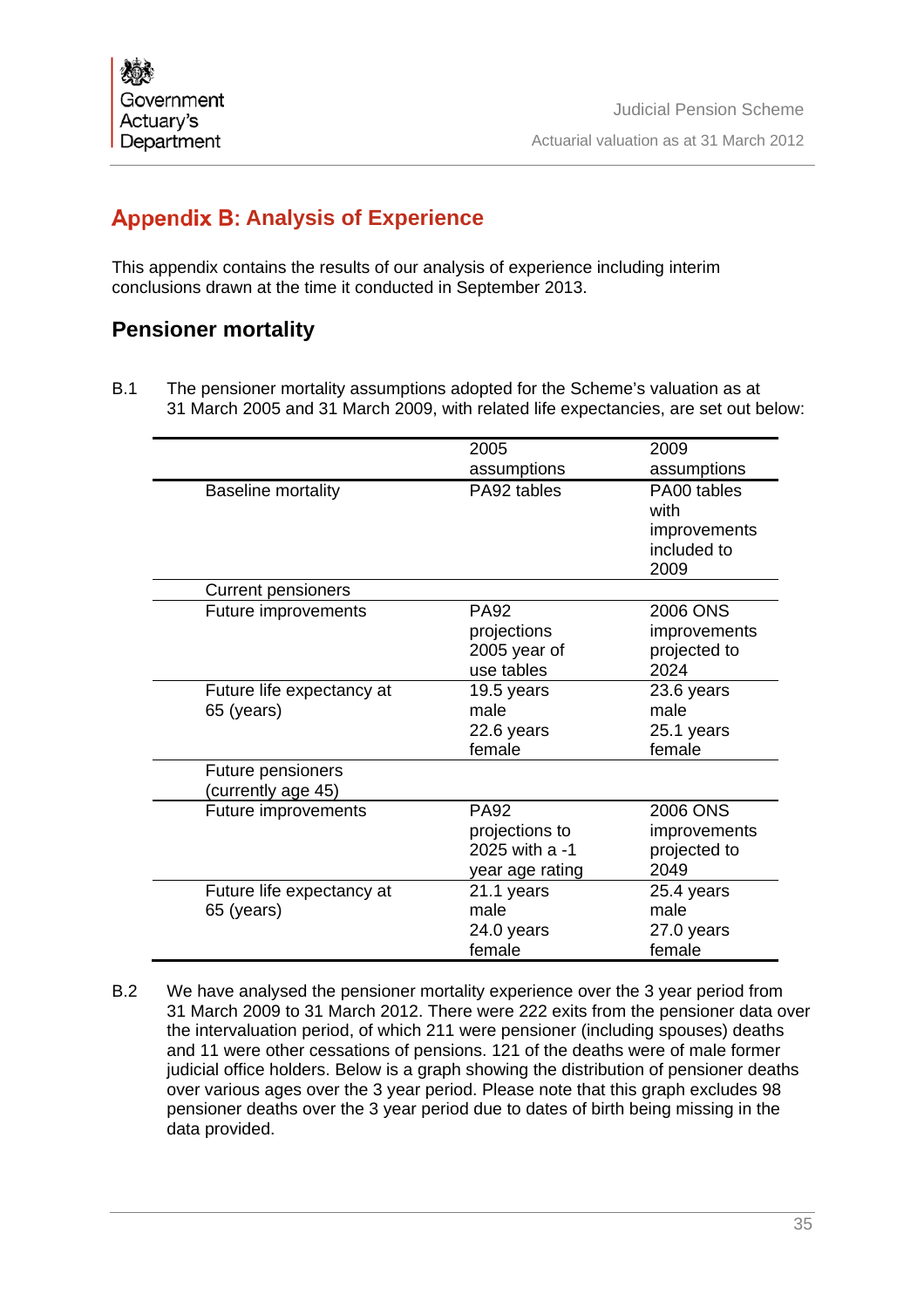## Appendix B: Analysis of Experience

This appendix contains the results of our analysis of experience including interim conclusions drawn at the time it conducted in September 2013.

### Pensioner mortality

B.1 The pensioner mortality assumptions adopted for the Scheme's valuation as at 31 March 2005 and 31 March 2009, with related life expectancies, are set out below:

| | 2005 assumptions | 2009 assumptions |
|---|---|---|
| Baseline mortality | PA92 tables | PA00 tables with improvements included to 2009 |
| Current pensioners | | |
| Future improvements | PA92 projections 2005 year of use tables | 2006 ONS improvements projected to 2024 |
| Future life expectancy at 65 (years) | 19.5 years male<br>22.6 years female | 23.6 years male<br>25.1 years female |
| Future pensioners (currently age 45) | | |
| Future improvements | PA92 projections to 2025 with a -1 year age rating | 2006 ONS improvements projected to 2049 |
| Future life expectancy at 65 (years) | 21.1 years male<br>24.0 years female | 25.4 years male<br>27.0 years female |

B.2 We have analysed the pensioner mortality experience over the 3 year period from 31 March 2009 to 31 March 2012. There were 222 exits from the pensioner data over the intervaluation period, of which 211 were pensioner (including spouses) deaths and 11 were other cessations of pensions. 121 of the deaths were of male former judicial office holders. Below is a graph showing the distribution of pensioner deaths over various ages over the 3 year period. Please note that this graph excludes 98 pensioner deaths over the 3 year period due to dates of birth being missing in the data provided.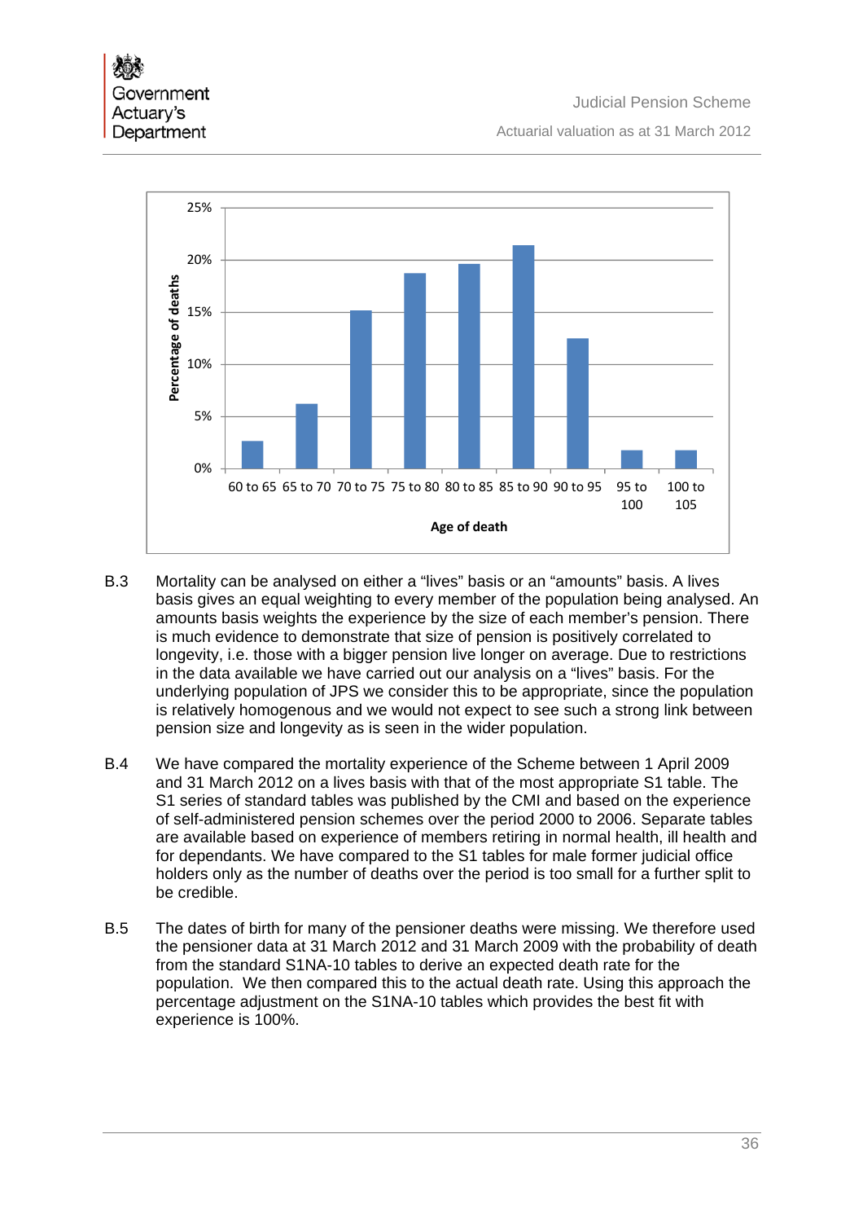B.3 Mortality can be analysed on either a "lives" basis or an "amounts" basis. A lives basis gives an equal weighting to every member of the population being analysed. An amounts basis weights the experience by the size of each member's pension. There is much evidence to demonstrate that size of pension is positively correlated to longevity, i.e. those with a bigger pension live longer on average. Due to restrictions in the data available we have carried out our analysis on a "lives" basis. For the underlying population of JPS we consider this to be appropriate, since the population is relatively homogenous and we would not expect to see such a strong link between pension size and longevity as is seen in the wider population.

B.4 We have compared the mortality experience of the Scheme between 1 April 2009 and 31 March 2012 on a lives basis with that of the most appropriate S1 table. The S1 series of standard tables was published by the CMI and based on the experience of self-administered pension schemes over the period 2000 to 2006. Separate tables are available based on experience of members retiring in normal health, ill health and for dependants. We have compared to the S1 tables for male former judicial office holders only as the number of deaths over the period is too small for a further split to be credible.

B.5 The dates of birth for many of the pensioner deaths were missing. We therefore used the pensioner data at 31 March 2012 and 31 March 2009 with the probability of death from the standard S1NA-10 tables to derive an expected death rate for the population. We then compared this to the actual death rate. Using this approach the percentage adjustment on the S1NA-10 tables which provides the best fit with experience is 100%.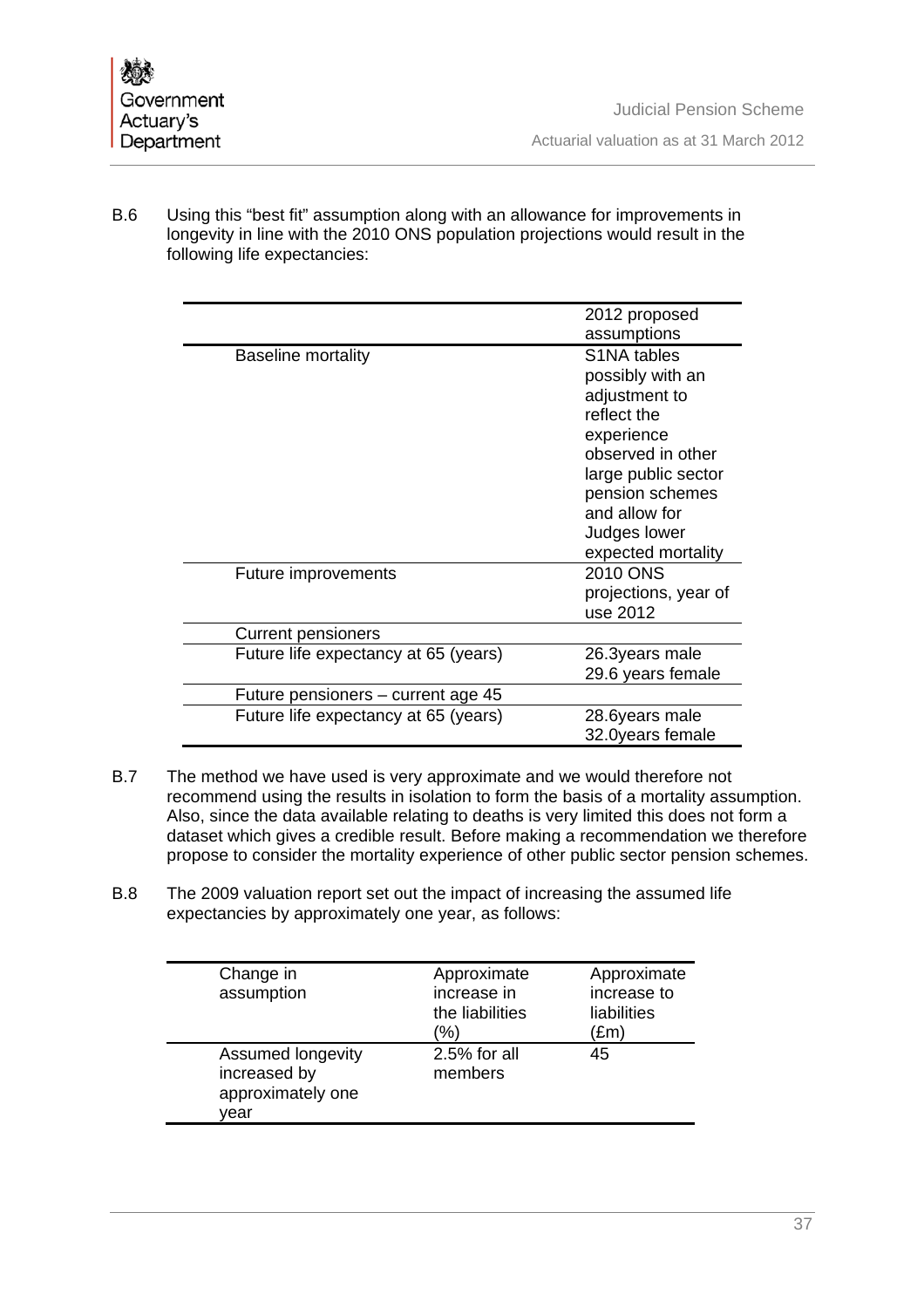B.6 Using this "best fit" assumption along with an allowance for improvements in longevity in line with the 2010 ONS population projections would result in the following life expectancies:

| | 2012 proposed assumptions |
|---|---|
| Baseline mortality | S1NA tables possibly with an adjustment to reflect the experience observed in other large public sector pension schemes and allow for Judges lower expected mortality |
| Future improvements | 2010 ONS projections, year of use 2012 |
| Current pensioners | |
| Future life expectancy at 65 (years) | 26.3years male<br>29.6 years female |
| Future pensioners – current age 45 | |
| Future life expectancy at 65 (years) | 28.6years male<br>32.0years female |

B.7 The method we have used is very approximate and we would therefore not recommend using the results in isolation to form the basis of a mortality assumption. Also, since the data available relating to deaths is very limited this does not form a dataset which gives a credible result. Before making a recommendation we therefore propose to consider the mortality experience of other public sector pension schemes.

B.8 The 2009 valuation report set out the impact of increasing the assumed life expectancies by approximately one year, as follows:

| Change in assumption | Approximate increase in the liabilities (%) | Approximate increase to liabilities (£m) |
|---|---|---|
| Assumed longevity increased by approximately one year | 2.5% for all members | 45 |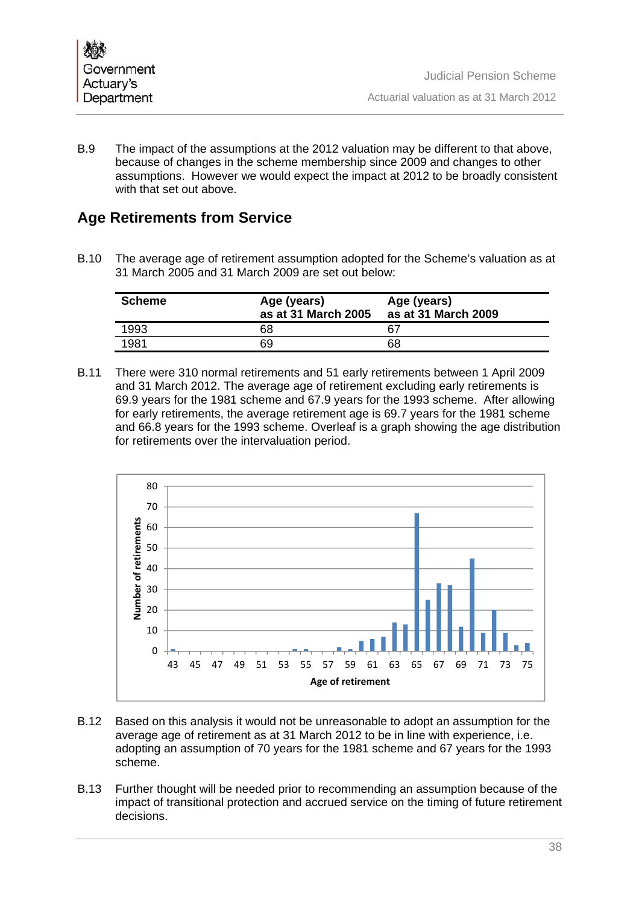B.9 The impact of the assumptions at the 2012 valuation may be different to that above, because of changes in the scheme membership since 2009 and changes to other assumptions. However we would expect the impact at 2012 to be broadly consistent with that set out above.

## Age Retirements from Service

B.10 The average age of retirement assumption adopted for the Scheme's valuation as at 31 March 2005 and 31 March 2009 are set out below:

| Scheme | Age (years) as at 31 March 2005 | Age (years) as at 31 March 2009 |
|---|---|---|
| 1993 | 68 | 67 |
| 1981 | 69 | 68 |

B.11 There were 310 normal retirements and 51 early retirements between 1 April 2009 and 31 March 2012. The average age of retirement excluding early retirements is 69.9 years for the 1981 scheme and 67.9 years for the 1993 scheme. After allowing for early retirements, the average retirement age is 69.7 years for the 1981 scheme and 66.8 years for the 1993 scheme. Overleaf is a graph showing the age distribution for retirements over the intervaluation period.

B.12 Based on this analysis it would not be unreasonable to adopt an assumption for the average age of retirement as at 31 March 2012 to be in line with experience, i.e. adopting an assumption of 70 years for the 1981 scheme and 67 years for the 1993 scheme.

B.13 Further thought will be needed prior to recommending an assumption because of the impact of transitional protection and accrued service on the timing of future retirement decisions.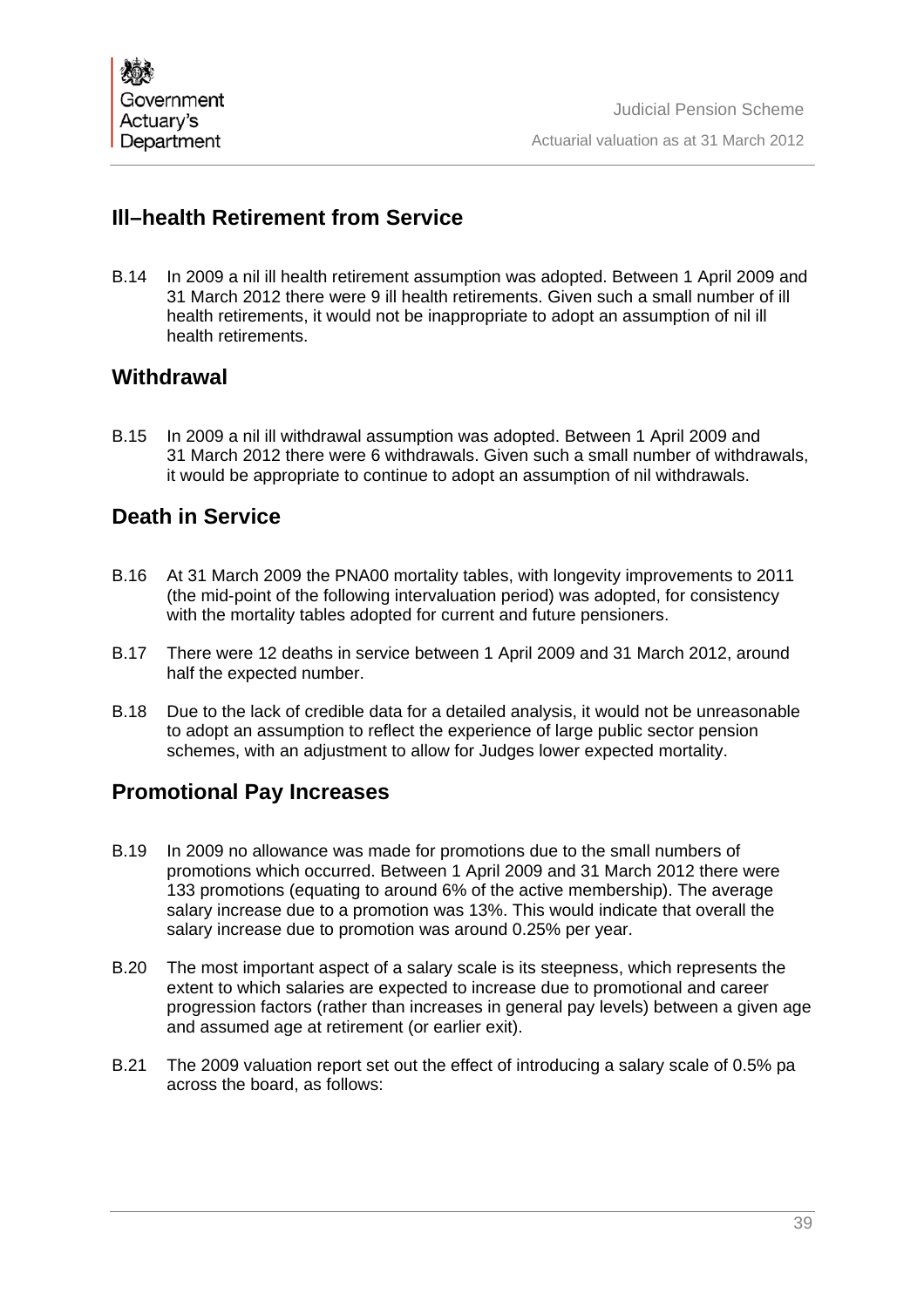## Ill–health Retirement from Service

B.14 In 2009 a nil ill health retirement assumption was adopted. Between 1 April 2009 and 31 March 2012 there were 9 ill health retirements. Given such a small number of ill health retirements, it would not be inappropriate to adopt an assumption of nil ill health retirements.

## Withdrawal

B.15 In 2009 a nil ill withdrawal assumption was adopted. Between 1 April 2009 and 31 March 2012 there were 6 withdrawals. Given such a small number of withdrawals, it would be appropriate to continue to adopt an assumption of nil withdrawals.

## Death in Service

B.16 At 31 March 2009 the PNA00 mortality tables, with longevity improvements to 2011 (the mid-point of the following intervaluation period) was adopted, for consistency with the mortality tables adopted for current and future pensioners.

B.17 There were 12 deaths in service between 1 April 2009 and 31 March 2012, around half the expected number.

B.18 Due to the lack of credible data for a detailed analysis, it would not be unreasonable to adopt an assumption to reflect the experience of large public sector pension schemes, with an adjustment to allow for Judges lower expected mortality.

## Promotional Pay Increases

B.19 In 2009 no allowance was made for promotions due to the small numbers of promotions which occurred. Between 1 April 2009 and 31 March 2012 there were 133 promotions (equating to around 6% of the active membership). The average salary increase due to a promotion was 13%. This would indicate that overall the salary increase due to promotion was around 0.25% per year.

B.20 The most important aspect of a salary scale is its steepness, which represents the extent to which salaries are expected to increase due to promotional and career progression factors (rather than increases in general pay levels) between a given age and assumed age at retirement (or earlier exit).

B.21 The 2009 valuation report set out the effect of introducing a salary scale of 0.5% pa across the board, as follows: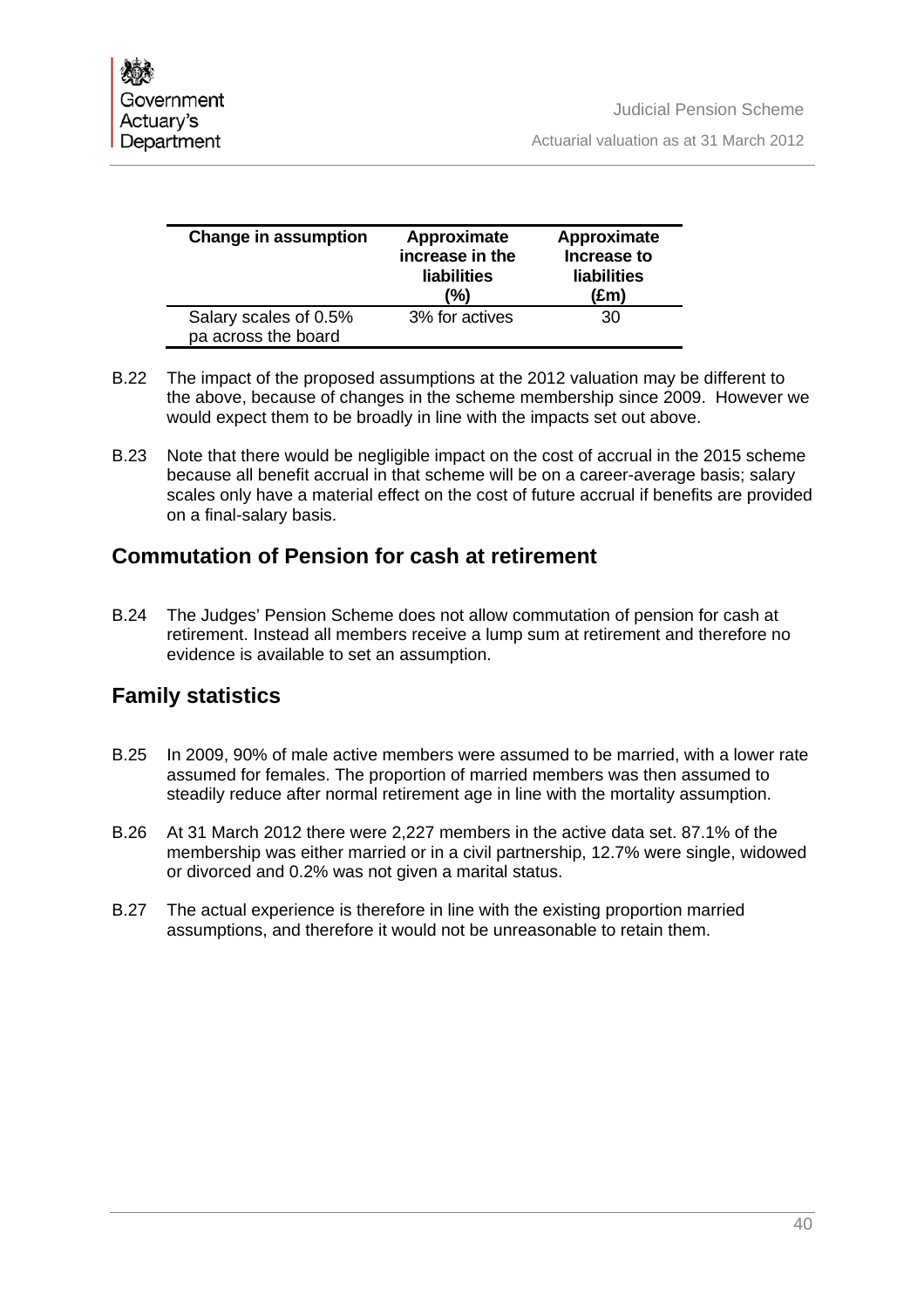| Change in assumption | Approximate increase in the liabilities (%) | Approximate Increase to liabilities (£m) |
|---|---|---|
| Salary scales of 0.5% pa across the board | 3% for actives | 30 |

B.22 The impact of the proposed assumptions at the 2012 valuation may be different to the above, because of changes in the scheme membership since 2009. However we would expect them to be broadly in line with the impacts set out above.

B.23 Note that there would be negligible impact on the cost of accrual in the 2015 scheme because all benefit accrual in that scheme will be on a career-average basis; salary scales only have a material effect on the cost of future accrual if benefits are provided on a final-salary basis.

## Commutation of Pension for cash at retirement

B.24 The Judges' Pension Scheme does not allow commutation of pension for cash at retirement. Instead all members receive a lump sum at retirement and therefore no evidence is available to set an assumption.

## Family statistics

B.25 In 2009, 90% of male active members were assumed to be married, with a lower rate assumed for females. The proportion of married members was then assumed to steadily reduce after normal retirement age in line with the mortality assumption.

B.26 At 31 March 2012 there were 2,227 members in the active data set. 87.1% of the membership was either married or in a civil partnership, 12.7% were single, widowed or divorced and 0.2% was not given a marital status.

B.27 The actual experience is therefore in line with the existing proportion married assumptions, and therefore it would not be unreasonable to retain them.